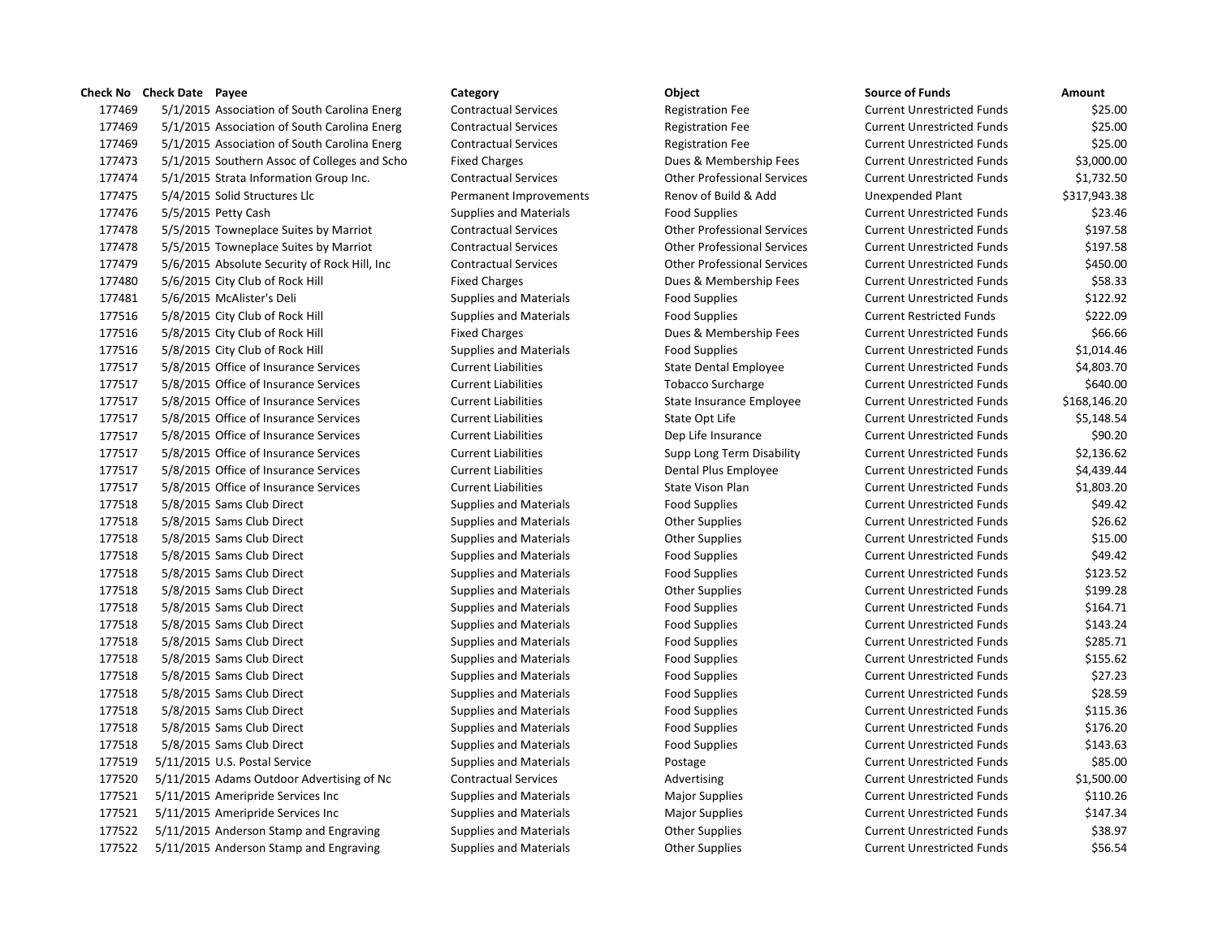| Check No | Check Date | Payee | Category | Object | Source of Funds | Amount |
|---|---|---|---|---|---|---|
| 177469 | 5/1/2015 | Association of South Carolina Energ | Contractual Services | Registration Fee | Current Unrestricted Funds | $25.00 |
| 177469 | 5/1/2015 | Association of South Carolina Energ | Contractual Services | Registration Fee | Current Unrestricted Funds | $25.00 |
| 177469 | 5/1/2015 | Association of South Carolina Energ | Contractual Services | Registration Fee | Current Unrestricted Funds | $25.00 |
| 177473 | 5/1/2015 | Southern Assoc of Colleges and Scho | Fixed Charges | Dues & Membership Fees | Current Unrestricted Funds | $3,000.00 |
| 177474 | 5/1/2015 | Strata Information Group Inc. | Contractual Services | Other Professional Services | Current Unrestricted Funds | $1,732.50 |
| 177475 | 5/4/2015 | Solid Structures Llc | Permanent Improvements | Renov of Build & Add | Unexpended Plant | $317,943.38 |
| 177476 | 5/5/2015 | Petty Cash | Supplies and Materials | Food Supplies | Current Unrestricted Funds | $23.46 |
| 177478 | 5/5/2015 | Towneplace Suites by Marriot | Contractual Services | Other Professional Services | Current Unrestricted Funds | $197.58 |
| 177478 | 5/5/2015 | Towneplace Suites by Marriot | Contractual Services | Other Professional Services | Current Unrestricted Funds | $197.58 |
| 177479 | 5/6/2015 | Absolute Security of Rock Hill, Inc | Contractual Services | Other Professional Services | Current Unrestricted Funds | $450.00 |
| 177480 | 5/6/2015 | City Club of Rock Hill | Fixed Charges | Dues & Membership Fees | Current Unrestricted Funds | $58.33 |
| 177481 | 5/6/2015 | McAlister's Deli | Supplies and Materials | Food Supplies | Current Unrestricted Funds | $122.92 |
| 177516 | 5/8/2015 | City Club of Rock Hill | Supplies and Materials | Food Supplies | Current Restricted Funds | $222.09 |
| 177516 | 5/8/2015 | City Club of Rock Hill | Fixed Charges | Dues & Membership Fees | Current Unrestricted Funds | $66.66 |
| 177516 | 5/8/2015 | City Club of Rock Hill | Supplies and Materials | Food Supplies | Current Unrestricted Funds | $1,014.46 |
| 177517 | 5/8/2015 | Office of Insurance Services | Current Liabilities | State Dental Employee | Current Unrestricted Funds | $4,803.70 |
| 177517 | 5/8/2015 | Office of Insurance Services | Current Liabilities | Tobacco Surcharge | Current Unrestricted Funds | $640.00 |
| 177517 | 5/8/2015 | Office of Insurance Services | Current Liabilities | State Insurance Employee | Current Unrestricted Funds | $168,146.20 |
| 177517 | 5/8/2015 | Office of Insurance Services | Current Liabilities | State Opt Life | Current Unrestricted Funds | $5,148.54 |
| 177517 | 5/8/2015 | Office of Insurance Services | Current Liabilities | Dep Life Insurance | Current Unrestricted Funds | $90.20 |
| 177517 | 5/8/2015 | Office of Insurance Services | Current Liabilities | Supp Long Term Disability | Current Unrestricted Funds | $2,136.62 |
| 177517 | 5/8/2015 | Office of Insurance Services | Current Liabilities | Dental Plus Employee | Current Unrestricted Funds | $4,439.44 |
| 177517 | 5/8/2015 | Office of Insurance Services | Current Liabilities | State Vison Plan | Current Unrestricted Funds | $1,803.20 |
| 177518 | 5/8/2015 | Sams Club Direct | Supplies and Materials | Food Supplies | Current Unrestricted Funds | $49.42 |
| 177518 | 5/8/2015 | Sams Club Direct | Supplies and Materials | Other Supplies | Current Unrestricted Funds | $26.62 |
| 177518 | 5/8/2015 | Sams Club Direct | Supplies and Materials | Other Supplies | Current Unrestricted Funds | $15.00 |
| 177518 | 5/8/2015 | Sams Club Direct | Supplies and Materials | Food Supplies | Current Unrestricted Funds | $49.42 |
| 177518 | 5/8/2015 | Sams Club Direct | Supplies and Materials | Food Supplies | Current Unrestricted Funds | $123.52 |
| 177518 | 5/8/2015 | Sams Club Direct | Supplies and Materials | Other Supplies | Current Unrestricted Funds | $199.28 |
| 177518 | 5/8/2015 | Sams Club Direct | Supplies and Materials | Food Supplies | Current Unrestricted Funds | $164.71 |
| 177518 | 5/8/2015 | Sams Club Direct | Supplies and Materials | Food Supplies | Current Unrestricted Funds | $143.24 |
| 177518 | 5/8/2015 | Sams Club Direct | Supplies and Materials | Food Supplies | Current Unrestricted Funds | $285.71 |
| 177518 | 5/8/2015 | Sams Club Direct | Supplies and Materials | Food Supplies | Current Unrestricted Funds | $155.62 |
| 177518 | 5/8/2015 | Sams Club Direct | Supplies and Materials | Food Supplies | Current Unrestricted Funds | $27.23 |
| 177518 | 5/8/2015 | Sams Club Direct | Supplies and Materials | Food Supplies | Current Unrestricted Funds | $28.59 |
| 177518 | 5/8/2015 | Sams Club Direct | Supplies and Materials | Food Supplies | Current Unrestricted Funds | $115.36 |
| 177518 | 5/8/2015 | Sams Club Direct | Supplies and Materials | Food Supplies | Current Unrestricted Funds | $176.20 |
| 177518 | 5/8/2015 | Sams Club Direct | Supplies and Materials | Food Supplies | Current Unrestricted Funds | $143.63 |
| 177519 | 5/11/2015 | U.S. Postal Service | Supplies and Materials | Postage | Current Unrestricted Funds | $85.00 |
| 177520 | 5/11/2015 | Adams Outdoor Advertising of Nc | Contractual Services | Advertising | Current Unrestricted Funds | $1,500.00 |
| 177521 | 5/11/2015 | Ameripride Services Inc | Supplies and Materials | Major Supplies | Current Unrestricted Funds | $110.26 |
| 177521 | 5/11/2015 | Ameripride Services Inc | Supplies and Materials | Major Supplies | Current Unrestricted Funds | $147.34 |
| 177522 | 5/11/2015 | Anderson Stamp and Engraving | Supplies and Materials | Other Supplies | Current Unrestricted Funds | $38.97 |
| 177522 | 5/11/2015 | Anderson Stamp and Engraving | Supplies and Materials | Other Supplies | Current Unrestricted Funds | $56.54 |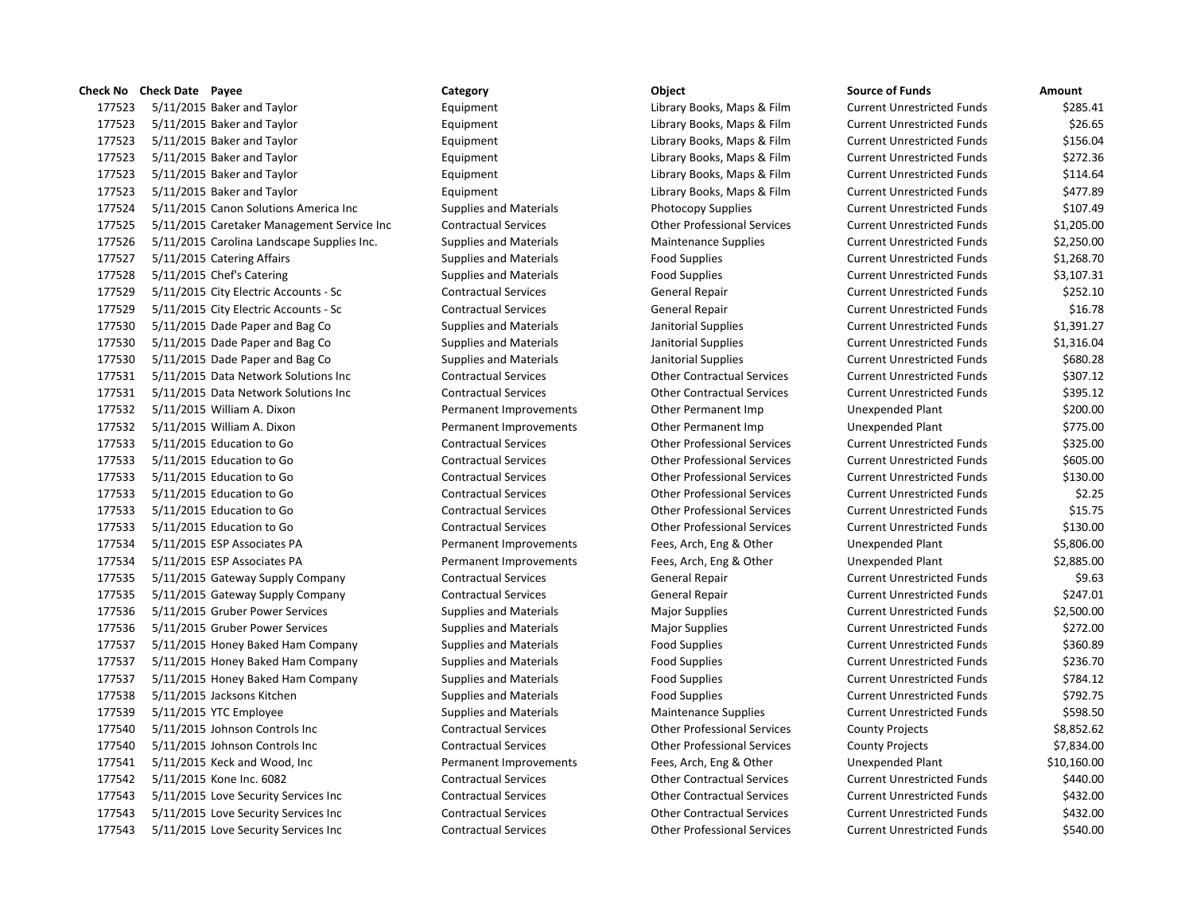| Check No | Check Date | Payee | Category | Object | Source of Funds | Amount |
|---|---|---|---|---|---|---|
| 177523 | 5/11/2015 | Baker and Taylor | Equipment | Library Books, Maps & Film | Current Unrestricted Funds | $285.41 |
| 177523 | 5/11/2015 | Baker and Taylor | Equipment | Library Books, Maps & Film | Current Unrestricted Funds | $26.65 |
| 177523 | 5/11/2015 | Baker and Taylor | Equipment | Library Books, Maps & Film | Current Unrestricted Funds | $156.04 |
| 177523 | 5/11/2015 | Baker and Taylor | Equipment | Library Books, Maps & Film | Current Unrestricted Funds | $272.36 |
| 177523 | 5/11/2015 | Baker and Taylor | Equipment | Library Books, Maps & Film | Current Unrestricted Funds | $114.64 |
| 177523 | 5/11/2015 | Baker and Taylor | Equipment | Library Books, Maps & Film | Current Unrestricted Funds | $477.89 |
| 177524 | 5/11/2015 | Canon Solutions America Inc | Supplies and Materials | Photocopy Supplies | Current Unrestricted Funds | $107.49 |
| 177525 | 5/11/2015 | Caretaker Management Service Inc | Contractual Services | Other Professional Services | Current Unrestricted Funds | $1,205.00 |
| 177526 | 5/11/2015 | Carolina Landscape Supplies Inc. | Supplies and Materials | Maintenance Supplies | Current Unrestricted Funds | $2,250.00 |
| 177527 | 5/11/2015 | Catering Affairs | Supplies and Materials | Food Supplies | Current Unrestricted Funds | $1,268.70 |
| 177528 | 5/11/2015 | Chef's Catering | Supplies and Materials | Food Supplies | Current Unrestricted Funds | $3,107.31 |
| 177529 | 5/11/2015 | City Electric Accounts - Sc | Contractual Services | General Repair | Current Unrestricted Funds | $252.10 |
| 177529 | 5/11/2015 | City Electric Accounts - Sc | Contractual Services | General Repair | Current Unrestricted Funds | $16.78 |
| 177530 | 5/11/2015 | Dade Paper and Bag Co | Supplies and Materials | Janitorial Supplies | Current Unrestricted Funds | $1,391.27 |
| 177530 | 5/11/2015 | Dade Paper and Bag Co | Supplies and Materials | Janitorial Supplies | Current Unrestricted Funds | $1,316.04 |
| 177530 | 5/11/2015 | Dade Paper and Bag Co | Supplies and Materials | Janitorial Supplies | Current Unrestricted Funds | $680.28 |
| 177531 | 5/11/2015 | Data Network Solutions Inc | Contractual Services | Other Contractual Services | Current Unrestricted Funds | $307.12 |
| 177531 | 5/11/2015 | Data Network Solutions Inc | Contractual Services | Other Contractual Services | Current Unrestricted Funds | $395.12 |
| 177532 | 5/11/2015 | William A. Dixon | Permanent Improvements | Other Permanent Imp | Unexpended Plant | $200.00 |
| 177532 | 5/11/2015 | William A. Dixon | Permanent Improvements | Other Permanent Imp | Unexpended Plant | $775.00 |
| 177533 | 5/11/2015 | Education to Go | Contractual Services | Other Professional Services | Current Unrestricted Funds | $325.00 |
| 177533 | 5/11/2015 | Education to Go | Contractual Services | Other Professional Services | Current Unrestricted Funds | $605.00 |
| 177533 | 5/11/2015 | Education to Go | Contractual Services | Other Professional Services | Current Unrestricted Funds | $130.00 |
| 177533 | 5/11/2015 | Education to Go | Contractual Services | Other Professional Services | Current Unrestricted Funds | $2.25 |
| 177533 | 5/11/2015 | Education to Go | Contractual Services | Other Professional Services | Current Unrestricted Funds | $15.75 |
| 177533 | 5/11/2015 | Education to Go | Contractual Services | Other Professional Services | Current Unrestricted Funds | $130.00 |
| 177534 | 5/11/2015 | ESP Associates PA | Permanent Improvements | Fees, Arch, Eng & Other | Unexpended Plant | $5,806.00 |
| 177534 | 5/11/2015 | ESP Associates PA | Permanent Improvements | Fees, Arch, Eng & Other | Unexpended Plant | $2,885.00 |
| 177535 | 5/11/2015 | Gateway Supply Company | Contractual Services | General Repair | Current Unrestricted Funds | $9.63 |
| 177535 | 5/11/2015 | Gateway Supply Company | Contractual Services | General Repair | Current Unrestricted Funds | $247.01 |
| 177536 | 5/11/2015 | Gruber Power Services | Supplies and Materials | Major Supplies | Current Unrestricted Funds | $2,500.00 |
| 177536 | 5/11/2015 | Gruber Power Services | Supplies and Materials | Major Supplies | Current Unrestricted Funds | $272.00 |
| 177537 | 5/11/2015 | Honey Baked Ham Company | Supplies and Materials | Food Supplies | Current Unrestricted Funds | $360.89 |
| 177537 | 5/11/2015 | Honey Baked Ham Company | Supplies and Materials | Food Supplies | Current Unrestricted Funds | $236.70 |
| 177537 | 5/11/2015 | Honey Baked Ham Company | Supplies and Materials | Food Supplies | Current Unrestricted Funds | $784.12 |
| 177538 | 5/11/2015 | Jacksons Kitchen | Supplies and Materials | Food Supplies | Current Unrestricted Funds | $792.75 |
| 177539 | 5/11/2015 | YTC Employee | Supplies and Materials | Maintenance Supplies | Current Unrestricted Funds | $598.50 |
| 177540 | 5/11/2015 | Johnson Controls Inc | Contractual Services | Other Professional Services | County Projects | $8,852.62 |
| 177540 | 5/11/2015 | Johnson Controls Inc | Contractual Services | Other Professional Services | County Projects | $7,834.00 |
| 177541 | 5/11/2015 | Keck and Wood, Inc | Permanent Improvements | Fees, Arch, Eng & Other | Unexpended Plant | $10,160.00 |
| 177542 | 5/11/2015 | Kone Inc. 6082 | Contractual Services | Other Contractual Services | Current Unrestricted Funds | $440.00 |
| 177543 | 5/11/2015 | Love Security Services Inc | Contractual Services | Other Contractual Services | Current Unrestricted Funds | $432.00 |
| 177543 | 5/11/2015 | Love Security Services Inc | Contractual Services | Other Contractual Services | Current Unrestricted Funds | $432.00 |
| 177543 | 5/11/2015 | Love Security Services Inc | Contractual Services | Other Professional Services | Current Unrestricted Funds | $540.00 |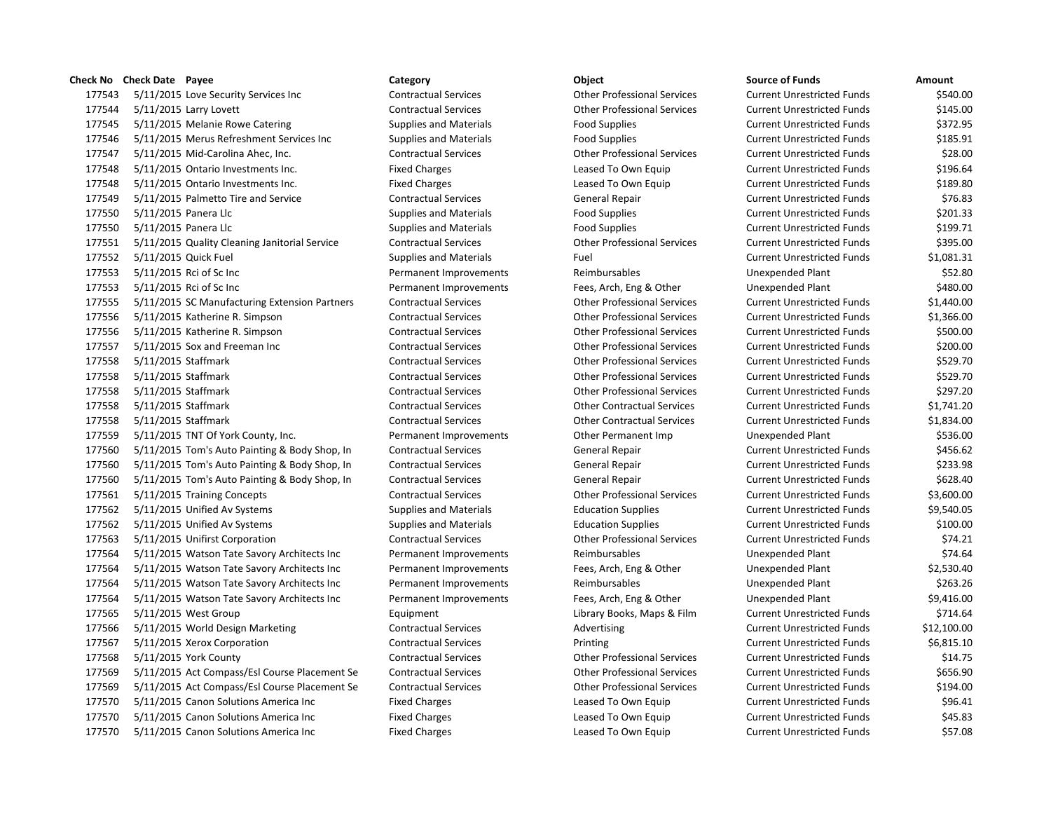| Check No | Check Date | Payee | Category | Object | Source of Funds | Amount |
|---|---|---|---|---|---|---|
| 177543 | 5/11/2015 | Love Security Services Inc | Contractual Services | Other Professional Services | Current Unrestricted Funds | $540.00 |
| 177544 | 5/11/2015 | Larry Lovett | Contractual Services | Other Professional Services | Current Unrestricted Funds | $145.00 |
| 177545 | 5/11/2015 | Melanie Rowe Catering | Supplies and Materials | Food Supplies | Current Unrestricted Funds | $372.95 |
| 177546 | 5/11/2015 | Merus Refreshment Services Inc | Supplies and Materials | Food Supplies | Current Unrestricted Funds | $185.91 |
| 177547 | 5/11/2015 | Mid-Carolina Ahec, Inc. | Contractual Services | Other Professional Services | Current Unrestricted Funds | $28.00 |
| 177548 | 5/11/2015 | Ontario Investments Inc. | Fixed Charges | Leased To Own Equip | Current Unrestricted Funds | $196.64 |
| 177548 | 5/11/2015 | Ontario Investments Inc. | Fixed Charges | Leased To Own Equip | Current Unrestricted Funds | $189.80 |
| 177549 | 5/11/2015 | Palmetto Tire and Service | Contractual Services | General Repair | Current Unrestricted Funds | $76.83 |
| 177550 | 5/11/2015 | Panera Llc | Supplies and Materials | Food Supplies | Current Unrestricted Funds | $201.33 |
| 177550 | 5/11/2015 | Panera Llc | Supplies and Materials | Food Supplies | Current Unrestricted Funds | $199.71 |
| 177551 | 5/11/2015 | Quality Cleaning Janitorial Service | Contractual Services | Other Professional Services | Current Unrestricted Funds | $395.00 |
| 177552 | 5/11/2015 | Quick Fuel | Supplies and Materials | Fuel | Current Unrestricted Funds | $1,081.31 |
| 177553 | 5/11/2015 | Rci of Sc Inc | Permanent Improvements | Reimbursables | Unexpended Plant | $52.80 |
| 177553 | 5/11/2015 | Rci of Sc Inc | Permanent Improvements | Fees, Arch, Eng & Other | Unexpended Plant | $480.00 |
| 177555 | 5/11/2015 | SC Manufacturing Extension Partners | Contractual Services | Other Professional Services | Current Unrestricted Funds | $1,440.00 |
| 177556 | 5/11/2015 | Katherine R. Simpson | Contractual Services | Other Professional Services | Current Unrestricted Funds | $1,366.00 |
| 177556 | 5/11/2015 | Katherine R. Simpson | Contractual Services | Other Professional Services | Current Unrestricted Funds | $500.00 |
| 177557 | 5/11/2015 | Sox and Freeman Inc | Contractual Services | Other Professional Services | Current Unrestricted Funds | $200.00 |
| 177558 | 5/11/2015 | Staffmark | Contractual Services | Other Professional Services | Current Unrestricted Funds | $529.70 |
| 177558 | 5/11/2015 | Staffmark | Contractual Services | Other Professional Services | Current Unrestricted Funds | $529.70 |
| 177558 | 5/11/2015 | Staffmark | Contractual Services | Other Professional Services | Current Unrestricted Funds | $297.20 |
| 177558 | 5/11/2015 | Staffmark | Contractual Services | Other Contractual Services | Current Unrestricted Funds | $1,741.20 |
| 177558 | 5/11/2015 | Staffmark | Contractual Services | Other Contractual Services | Current Unrestricted Funds | $1,834.00 |
| 177559 | 5/11/2015 | TNT Of York County, Inc. | Permanent Improvements | Other Permanent Imp | Unexpended Plant | $536.00 |
| 177560 | 5/11/2015 | Tom's Auto Painting & Body Shop, In | Contractual Services | General Repair | Current Unrestricted Funds | $456.62 |
| 177560 | 5/11/2015 | Tom's Auto Painting & Body Shop, In | Contractual Services | General Repair | Current Unrestricted Funds | $233.98 |
| 177560 | 5/11/2015 | Tom's Auto Painting & Body Shop, In | Contractual Services | General Repair | Current Unrestricted Funds | $628.40 |
| 177561 | 5/11/2015 | Training Concepts | Contractual Services | Other Professional Services | Current Unrestricted Funds | $3,600.00 |
| 177562 | 5/11/2015 | Unified Av Systems | Supplies and Materials | Education Supplies | Current Unrestricted Funds | $9,540.05 |
| 177562 | 5/11/2015 | Unified Av Systems | Supplies and Materials | Education Supplies | Current Unrestricted Funds | $100.00 |
| 177563 | 5/11/2015 | Unifirst Corporation | Contractual Services | Other Professional Services | Current Unrestricted Funds | $74.21 |
| 177564 | 5/11/2015 | Watson Tate Savory Architects Inc | Permanent Improvements | Reimbursables | Unexpended Plant | $74.64 |
| 177564 | 5/11/2015 | Watson Tate Savory Architects Inc | Permanent Improvements | Fees, Arch, Eng & Other | Unexpended Plant | $2,530.40 |
| 177564 | 5/11/2015 | Watson Tate Savory Architects Inc | Permanent Improvements | Reimbursables | Unexpended Plant | $263.26 |
| 177564 | 5/11/2015 | Watson Tate Savory Architects Inc | Permanent Improvements | Fees, Arch, Eng & Other | Unexpended Plant | $9,416.00 |
| 177565 | 5/11/2015 | West Group | Equipment | Library Books, Maps & Film | Current Unrestricted Funds | $714.64 |
| 177566 | 5/11/2015 | World Design Marketing | Contractual Services | Advertising | Current Unrestricted Funds | $12,100.00 |
| 177567 | 5/11/2015 | Xerox Corporation | Contractual Services | Printing | Current Unrestricted Funds | $6,815.10 |
| 177568 | 5/11/2015 | York County | Contractual Services | Other Professional Services | Current Unrestricted Funds | $14.75 |
| 177569 | 5/11/2015 | Act Compass/Esl Course Placement Se | Contractual Services | Other Professional Services | Current Unrestricted Funds | $656.90 |
| 177569 | 5/11/2015 | Act Compass/Esl Course Placement Se | Contractual Services | Other Professional Services | Current Unrestricted Funds | $194.00 |
| 177570 | 5/11/2015 | Canon Solutions America Inc | Fixed Charges | Leased To Own Equip | Current Unrestricted Funds | $96.41 |
| 177570 | 5/11/2015 | Canon Solutions America Inc | Fixed Charges | Leased To Own Equip | Current Unrestricted Funds | $45.83 |
| 177570 | 5/11/2015 | Canon Solutions America Inc | Fixed Charges | Leased To Own Equip | Current Unrestricted Funds | $57.08 |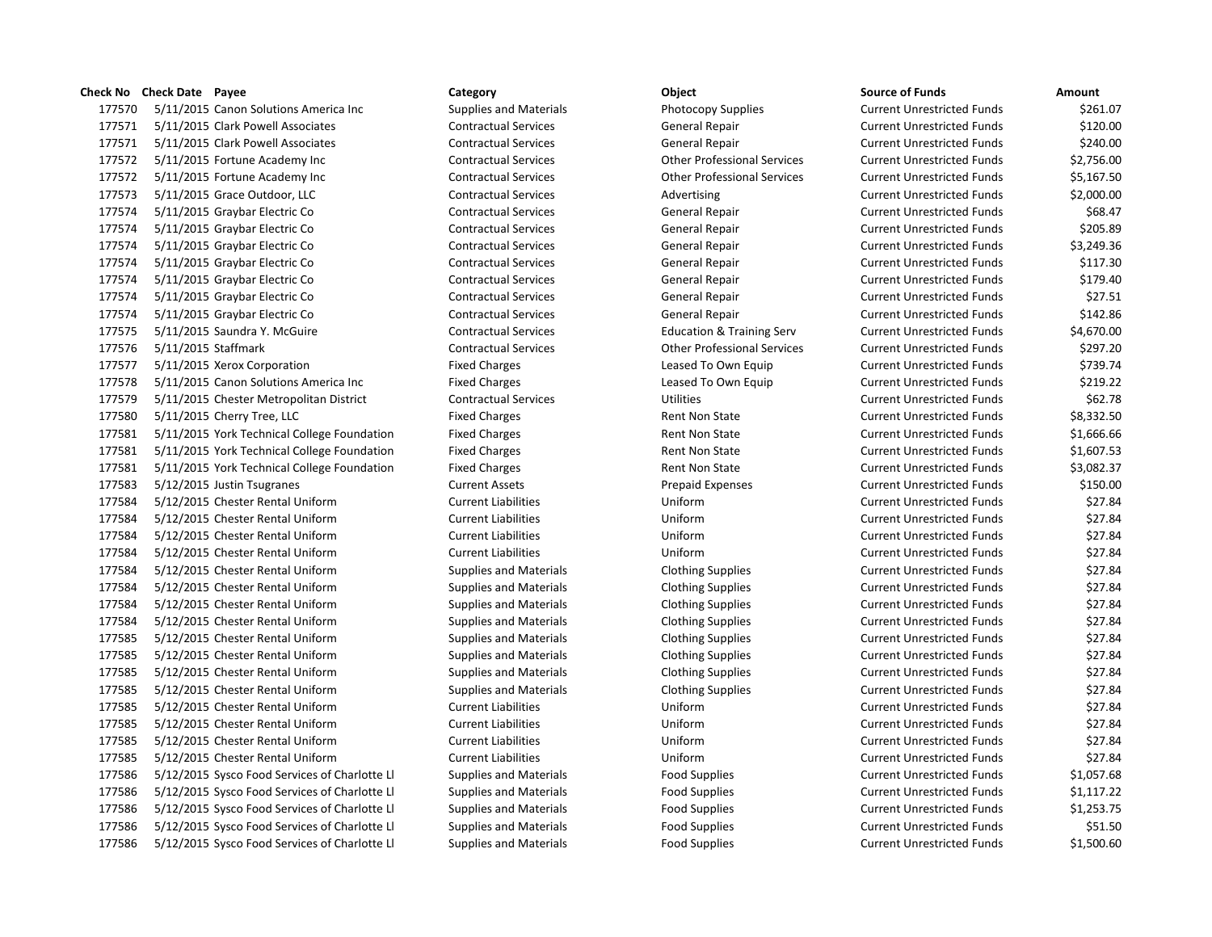| Check No | Check Date | Payee | Category | Object | Source of Funds | Amount |
|---|---|---|---|---|---|---|
| 177570 | 5/11/2015 | Canon Solutions America Inc | Supplies and Materials | Photocopy Supplies | Current Unrestricted Funds | $261.07 |
| 177571 | 5/11/2015 | Clark Powell Associates | Contractual Services | General Repair | Current Unrestricted Funds | $120.00 |
| 177571 | 5/11/2015 | Clark Powell Associates | Contractual Services | General Repair | Current Unrestricted Funds | $240.00 |
| 177572 | 5/11/2015 | Fortune Academy Inc | Contractual Services | Other Professional Services | Current Unrestricted Funds | $2,756.00 |
| 177572 | 5/11/2015 | Fortune Academy Inc | Contractual Services | Other Professional Services | Current Unrestricted Funds | $5,167.50 |
| 177573 | 5/11/2015 | Grace Outdoor, LLC | Contractual Services | Advertising | Current Unrestricted Funds | $2,000.00 |
| 177574 | 5/11/2015 | Graybar Electric Co | Contractual Services | General Repair | Current Unrestricted Funds | $68.47 |
| 177574 | 5/11/2015 | Graybar Electric Co | Contractual Services | General Repair | Current Unrestricted Funds | $205.89 |
| 177574 | 5/11/2015 | Graybar Electric Co | Contractual Services | General Repair | Current Unrestricted Funds | $3,249.36 |
| 177574 | 5/11/2015 | Graybar Electric Co | Contractual Services | General Repair | Current Unrestricted Funds | $117.30 |
| 177574 | 5/11/2015 | Graybar Electric Co | Contractual Services | General Repair | Current Unrestricted Funds | $179.40 |
| 177574 | 5/11/2015 | Graybar Electric Co | Contractual Services | General Repair | Current Unrestricted Funds | $27.51 |
| 177574 | 5/11/2015 | Graybar Electric Co | Contractual Services | General Repair | Current Unrestricted Funds | $142.86 |
| 177575 | 5/11/2015 | Saundra Y. McGuire | Contractual Services | Education & Training Serv | Current Unrestricted Funds | $4,670.00 |
| 177576 | 5/11/2015 | Staffmark | Contractual Services | Other Professional Services | Current Unrestricted Funds | $297.20 |
| 177577 | 5/11/2015 | Xerox Corporation | Fixed Charges | Leased To Own Equip | Current Unrestricted Funds | $739.74 |
| 177578 | 5/11/2015 | Canon Solutions America Inc | Fixed Charges | Leased To Own Equip | Current Unrestricted Funds | $219.22 |
| 177579 | 5/11/2015 | Chester Metropolitan District | Contractual Services | Utilities | Current Unrestricted Funds | $62.78 |
| 177580 | 5/11/2015 | Cherry Tree, LLC | Fixed Charges | Rent Non State | Current Unrestricted Funds | $8,332.50 |
| 177581 | 5/11/2015 | York Technical College Foundation | Fixed Charges | Rent Non State | Current Unrestricted Funds | $1,666.66 |
| 177581 | 5/11/2015 | York Technical College Foundation | Fixed Charges | Rent Non State | Current Unrestricted Funds | $1,607.53 |
| 177581 | 5/11/2015 | York Technical College Foundation | Fixed Charges | Rent Non State | Current Unrestricted Funds | $3,082.37 |
| 177583 | 5/12/2015 | Justin Tsugranes | Current Assets | Prepaid Expenses | Current Unrestricted Funds | $150.00 |
| 177584 | 5/12/2015 | Chester Rental Uniform | Current Liabilities | Uniform | Current Unrestricted Funds | $27.84 |
| 177584 | 5/12/2015 | Chester Rental Uniform | Current Liabilities | Uniform | Current Unrestricted Funds | $27.84 |
| 177584 | 5/12/2015 | Chester Rental Uniform | Current Liabilities | Uniform | Current Unrestricted Funds | $27.84 |
| 177584 | 5/12/2015 | Chester Rental Uniform | Current Liabilities | Uniform | Current Unrestricted Funds | $27.84 |
| 177584 | 5/12/2015 | Chester Rental Uniform | Supplies and Materials | Clothing Supplies | Current Unrestricted Funds | $27.84 |
| 177584 | 5/12/2015 | Chester Rental Uniform | Supplies and Materials | Clothing Supplies | Current Unrestricted Funds | $27.84 |
| 177584 | 5/12/2015 | Chester Rental Uniform | Supplies and Materials | Clothing Supplies | Current Unrestricted Funds | $27.84 |
| 177584 | 5/12/2015 | Chester Rental Uniform | Supplies and Materials | Clothing Supplies | Current Unrestricted Funds | $27.84 |
| 177585 | 5/12/2015 | Chester Rental Uniform | Supplies and Materials | Clothing Supplies | Current Unrestricted Funds | $27.84 |
| 177585 | 5/12/2015 | Chester Rental Uniform | Supplies and Materials | Clothing Supplies | Current Unrestricted Funds | $27.84 |
| 177585 | 5/12/2015 | Chester Rental Uniform | Supplies and Materials | Clothing Supplies | Current Unrestricted Funds | $27.84 |
| 177585 | 5/12/2015 | Chester Rental Uniform | Supplies and Materials | Clothing Supplies | Current Unrestricted Funds | $27.84 |
| 177585 | 5/12/2015 | Chester Rental Uniform | Current Liabilities | Uniform | Current Unrestricted Funds | $27.84 |
| 177585 | 5/12/2015 | Chester Rental Uniform | Current Liabilities | Uniform | Current Unrestricted Funds | $27.84 |
| 177585 | 5/12/2015 | Chester Rental Uniform | Current Liabilities | Uniform | Current Unrestricted Funds | $27.84 |
| 177585 | 5/12/2015 | Chester Rental Uniform | Current Liabilities | Uniform | Current Unrestricted Funds | $27.84 |
| 177586 | 5/12/2015 | Sysco Food Services of Charlotte Ll | Supplies and Materials | Food Supplies | Current Unrestricted Funds | $1,057.68 |
| 177586 | 5/12/2015 | Sysco Food Services of Charlotte Ll | Supplies and Materials | Food Supplies | Current Unrestricted Funds | $1,117.22 |
| 177586 | 5/12/2015 | Sysco Food Services of Charlotte Ll | Supplies and Materials | Food Supplies | Current Unrestricted Funds | $1,253.75 |
| 177586 | 5/12/2015 | Sysco Food Services of Charlotte Ll | Supplies and Materials | Food Supplies | Current Unrestricted Funds | $51.50 |
| 177586 | 5/12/2015 | Sysco Food Services of Charlotte Ll | Supplies and Materials | Food Supplies | Current Unrestricted Funds | $1,500.60 |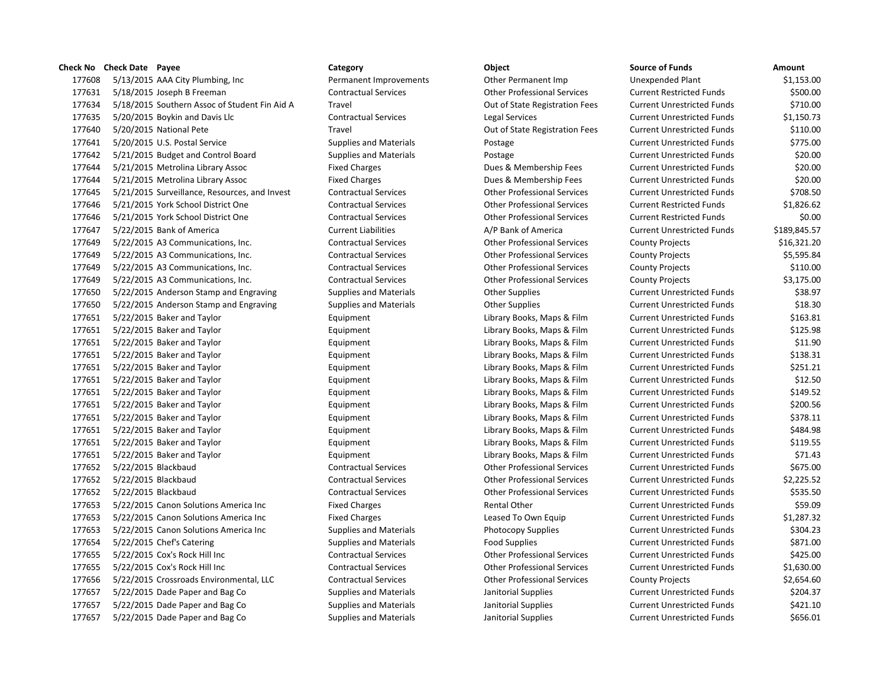| Check No | Check Date | Payee | Category | Object | Source of Funds | Amount |
|---|---|---|---|---|---|---|
| 177608 | 5/13/2015 | AAA City Plumbing, Inc | Permanent Improvements | Other Permanent Imp | Unexpended Plant | $1,153.00 |
| 177631 | 5/18/2015 | Joseph B Freeman | Contractual Services | Other Professional Services | Current Restricted Funds | $500.00 |
| 177634 | 5/18/2015 | Southern Assoc of Student Fin Aid A | Travel | Out of State Registration Fees | Current Unrestricted Funds | $710.00 |
| 177635 | 5/20/2015 | Boykin and Davis Llc | Contractual Services | Legal Services | Current Unrestricted Funds | $1,150.73 |
| 177640 | 5/20/2015 | National Pete | Travel | Out of State Registration Fees | Current Unrestricted Funds | $110.00 |
| 177641 | 5/20/2015 | U.S. Postal Service | Supplies and Materials | Postage | Current Unrestricted Funds | $775.00 |
| 177642 | 5/21/2015 | Budget and Control Board | Supplies and Materials | Postage | Current Unrestricted Funds | $20.00 |
| 177644 | 5/21/2015 | Metrolina Library Assoc | Fixed Charges | Dues & Membership Fees | Current Unrestricted Funds | $20.00 |
| 177644 | 5/21/2015 | Metrolina Library Assoc | Fixed Charges | Dues & Membership Fees | Current Unrestricted Funds | $20.00 |
| 177645 | 5/21/2015 | Surveillance, Resources, and Invest | Contractual Services | Other Professional Services | Current Unrestricted Funds | $708.50 |
| 177646 | 5/21/2015 | York School District One | Contractual Services | Other Professional Services | Current Restricted Funds | $1,826.62 |
| 177646 | 5/21/2015 | York School District One | Contractual Services | Other Professional Services | Current Restricted Funds | $0.00 |
| 177647 | 5/22/2015 | Bank of America | Current Liabilities | A/P Bank of America | Current Unrestricted Funds | $189,845.57 |
| 177649 | 5/22/2015 | A3 Communications, Inc. | Contractual Services | Other Professional Services | County Projects | $16,321.20 |
| 177649 | 5/22/2015 | A3 Communications, Inc. | Contractual Services | Other Professional Services | County Projects | $5,595.84 |
| 177649 | 5/22/2015 | A3 Communications, Inc. | Contractual Services | Other Professional Services | County Projects | $110.00 |
| 177649 | 5/22/2015 | A3 Communications, Inc. | Contractual Services | Other Professional Services | County Projects | $3,175.00 |
| 177650 | 5/22/2015 | Anderson Stamp and Engraving | Supplies and Materials | Other Supplies | Current Unrestricted Funds | $38.97 |
| 177650 | 5/22/2015 | Anderson Stamp and Engraving | Supplies and Materials | Other Supplies | Current Unrestricted Funds | $18.30 |
| 177651 | 5/22/2015 | Baker and Taylor | Equipment | Library Books, Maps & Film | Current Unrestricted Funds | $163.81 |
| 177651 | 5/22/2015 | Baker and Taylor | Equipment | Library Books, Maps & Film | Current Unrestricted Funds | $125.98 |
| 177651 | 5/22/2015 | Baker and Taylor | Equipment | Library Books, Maps & Film | Current Unrestricted Funds | $11.90 |
| 177651 | 5/22/2015 | Baker and Taylor | Equipment | Library Books, Maps & Film | Current Unrestricted Funds | $138.31 |
| 177651 | 5/22/2015 | Baker and Taylor | Equipment | Library Books, Maps & Film | Current Unrestricted Funds | $251.21 |
| 177651 | 5/22/2015 | Baker and Taylor | Equipment | Library Books, Maps & Film | Current Unrestricted Funds | $12.50 |
| 177651 | 5/22/2015 | Baker and Taylor | Equipment | Library Books, Maps & Film | Current Unrestricted Funds | $149.52 |
| 177651 | 5/22/2015 | Baker and Taylor | Equipment | Library Books, Maps & Film | Current Unrestricted Funds | $200.56 |
| 177651 | 5/22/2015 | Baker and Taylor | Equipment | Library Books, Maps & Film | Current Unrestricted Funds | $378.11 |
| 177651 | 5/22/2015 | Baker and Taylor | Equipment | Library Books, Maps & Film | Current Unrestricted Funds | $484.98 |
| 177651 | 5/22/2015 | Baker and Taylor | Equipment | Library Books, Maps & Film | Current Unrestricted Funds | $119.55 |
| 177651 | 5/22/2015 | Baker and Taylor | Equipment | Library Books, Maps & Film | Current Unrestricted Funds | $71.43 |
| 177652 | 5/22/2015 | Blackbaud | Contractual Services | Other Professional Services | Current Unrestricted Funds | $675.00 |
| 177652 | 5/22/2015 | Blackbaud | Contractual Services | Other Professional Services | Current Unrestricted Funds | $2,225.52 |
| 177652 | 5/22/2015 | Blackbaud | Contractual Services | Other Professional Services | Current Unrestricted Funds | $535.50 |
| 177653 | 5/22/2015 | Canon Solutions America Inc | Fixed Charges | Rental Other | Current Unrestricted Funds | $59.09 |
| 177653 | 5/22/2015 | Canon Solutions America Inc | Fixed Charges | Leased To Own Equip | Current Unrestricted Funds | $1,287.32 |
| 177653 | 5/22/2015 | Canon Solutions America Inc | Supplies and Materials | Photocopy Supplies | Current Unrestricted Funds | $304.23 |
| 177654 | 5/22/2015 | Chef's Catering | Supplies and Materials | Food Supplies | Current Unrestricted Funds | $871.00 |
| 177655 | 5/22/2015 | Cox's Rock Hill Inc | Contractual Services | Other Professional Services | Current Unrestricted Funds | $425.00 |
| 177655 | 5/22/2015 | Cox's Rock Hill Inc | Contractual Services | Other Professional Services | Current Unrestricted Funds | $1,630.00 |
| 177656 | 5/22/2015 | Crossroads Environmental, LLC | Contractual Services | Other Professional Services | County Projects | $2,654.60 |
| 177657 | 5/22/2015 | Dade Paper and Bag Co | Supplies and Materials | Janitorial Supplies | Current Unrestricted Funds | $204.37 |
| 177657 | 5/22/2015 | Dade Paper and Bag Co | Supplies and Materials | Janitorial Supplies | Current Unrestricted Funds | $421.10 |
| 177657 | 5/22/2015 | Dade Paper and Bag Co | Supplies and Materials | Janitorial Supplies | Current Unrestricted Funds | $656.01 |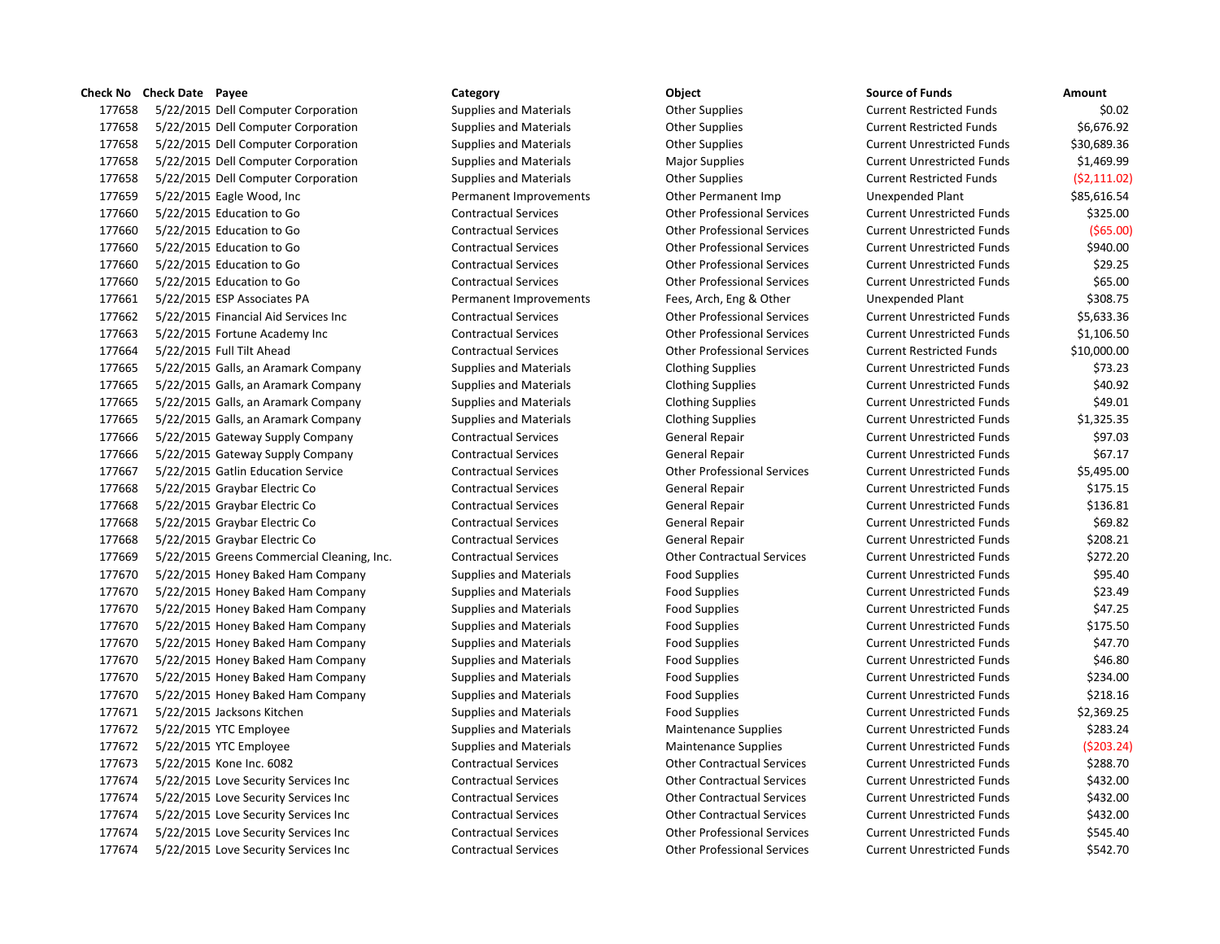| Check No | Check Date | Payee | Category | Object | Source of Funds | Amount |
|---|---|---|---|---|---|---|
| 177658 | 5/22/2015 | Dell Computer Corporation | Supplies and Materials | Other Supplies | Current Restricted Funds | $0.02 |
| 177658 | 5/22/2015 | Dell Computer Corporation | Supplies and Materials | Other Supplies | Current Restricted Funds | $6,676.92 |
| 177658 | 5/22/2015 | Dell Computer Corporation | Supplies and Materials | Other Supplies | Current Unrestricted Funds | $30,689.36 |
| 177658 | 5/22/2015 | Dell Computer Corporation | Supplies and Materials | Major Supplies | Current Unrestricted Funds | $1,469.99 |
| 177658 | 5/22/2015 | Dell Computer Corporation | Supplies and Materials | Other Supplies | Current Restricted Funds | ($2,111.02) |
| 177659 | 5/22/2015 | Eagle Wood, Inc | Permanent Improvements | Other Permanent Imp | Unexpended Plant | $85,616.54 |
| 177660 | 5/22/2015 | Education to Go | Contractual Services | Other Professional Services | Current Unrestricted Funds | $325.00 |
| 177660 | 5/22/2015 | Education to Go | Contractual Services | Other Professional Services | Current Unrestricted Funds | ($65.00) |
| 177660 | 5/22/2015 | Education to Go | Contractual Services | Other Professional Services | Current Unrestricted Funds | $940.00 |
| 177660 | 5/22/2015 | Education to Go | Contractual Services | Other Professional Services | Current Unrestricted Funds | $29.25 |
| 177660 | 5/22/2015 | Education to Go | Contractual Services | Other Professional Services | Current Unrestricted Funds | $65.00 |
| 177661 | 5/22/2015 | ESP Associates PA | Permanent Improvements | Fees, Arch, Eng & Other | Unexpended Plant | $308.75 |
| 177662 | 5/22/2015 | Financial Aid Services Inc | Contractual Services | Other Professional Services | Current Unrestricted Funds | $5,633.36 |
| 177663 | 5/22/2015 | Fortune Academy Inc | Contractual Services | Other Professional Services | Current Unrestricted Funds | $1,106.50 |
| 177664 | 5/22/2015 | Full Tilt Ahead | Contractual Services | Other Professional Services | Current Restricted Funds | $10,000.00 |
| 177665 | 5/22/2015 | Galls, an Aramark Company | Supplies and Materials | Clothing Supplies | Current Unrestricted Funds | $73.23 |
| 177665 | 5/22/2015 | Galls, an Aramark Company | Supplies and Materials | Clothing Supplies | Current Unrestricted Funds | $40.92 |
| 177665 | 5/22/2015 | Galls, an Aramark Company | Supplies and Materials | Clothing Supplies | Current Unrestricted Funds | $49.01 |
| 177665 | 5/22/2015 | Galls, an Aramark Company | Supplies and Materials | Clothing Supplies | Current Unrestricted Funds | $1,325.35 |
| 177666 | 5/22/2015 | Gateway Supply Company | Contractual Services | General Repair | Current Unrestricted Funds | $97.03 |
| 177666 | 5/22/2015 | Gateway Supply Company | Contractual Services | General Repair | Current Unrestricted Funds | $67.17 |
| 177667 | 5/22/2015 | Gatlin Education Service | Contractual Services | Other Professional Services | Current Unrestricted Funds | $5,495.00 |
| 177668 | 5/22/2015 | Graybar Electric Co | Contractual Services | General Repair | Current Unrestricted Funds | $175.15 |
| 177668 | 5/22/2015 | Graybar Electric Co | Contractual Services | General Repair | Current Unrestricted Funds | $136.81 |
| 177668 | 5/22/2015 | Graybar Electric Co | Contractual Services | General Repair | Current Unrestricted Funds | $69.82 |
| 177668 | 5/22/2015 | Graybar Electric Co | Contractual Services | General Repair | Current Unrestricted Funds | $208.21 |
| 177669 | 5/22/2015 | Greens Commercial Cleaning, Inc. | Contractual Services | Other Contractual Services | Current Unrestricted Funds | $272.20 |
| 177670 | 5/22/2015 | Honey Baked Ham Company | Supplies and Materials | Food Supplies | Current Unrestricted Funds | $95.40 |
| 177670 | 5/22/2015 | Honey Baked Ham Company | Supplies and Materials | Food Supplies | Current Unrestricted Funds | $23.49 |
| 177670 | 5/22/2015 | Honey Baked Ham Company | Supplies and Materials | Food Supplies | Current Unrestricted Funds | $47.25 |
| 177670 | 5/22/2015 | Honey Baked Ham Company | Supplies and Materials | Food Supplies | Current Unrestricted Funds | $175.50 |
| 177670 | 5/22/2015 | Honey Baked Ham Company | Supplies and Materials | Food Supplies | Current Unrestricted Funds | $47.70 |
| 177670 | 5/22/2015 | Honey Baked Ham Company | Supplies and Materials | Food Supplies | Current Unrestricted Funds | $46.80 |
| 177670 | 5/22/2015 | Honey Baked Ham Company | Supplies and Materials | Food Supplies | Current Unrestricted Funds | $234.00 |
| 177670 | 5/22/2015 | Honey Baked Ham Company | Supplies and Materials | Food Supplies | Current Unrestricted Funds | $218.16 |
| 177671 | 5/22/2015 | Jacksons Kitchen | Supplies and Materials | Food Supplies | Current Unrestricted Funds | $2,369.25 |
| 177672 | 5/22/2015 | YTC Employee | Supplies and Materials | Maintenance Supplies | Current Unrestricted Funds | $283.24 |
| 177672 | 5/22/2015 | YTC Employee | Supplies and Materials | Maintenance Supplies | Current Unrestricted Funds | ($203.24) |
| 177673 | 5/22/2015 | Kone Inc. 6082 | Contractual Services | Other Contractual Services | Current Unrestricted Funds | $288.70 |
| 177674 | 5/22/2015 | Love Security Services Inc | Contractual Services | Other Contractual Services | Current Unrestricted Funds | $432.00 |
| 177674 | 5/22/2015 | Love Security Services Inc | Contractual Services | Other Contractual Services | Current Unrestricted Funds | $432.00 |
| 177674 | 5/22/2015 | Love Security Services Inc | Contractual Services | Other Contractual Services | Current Unrestricted Funds | $432.00 |
| 177674 | 5/22/2015 | Love Security Services Inc | Contractual Services | Other Professional Services | Current Unrestricted Funds | $545.40 |
| 177674 | 5/22/2015 | Love Security Services Inc | Contractual Services | Other Professional Services | Current Unrestricted Funds | $542.70 |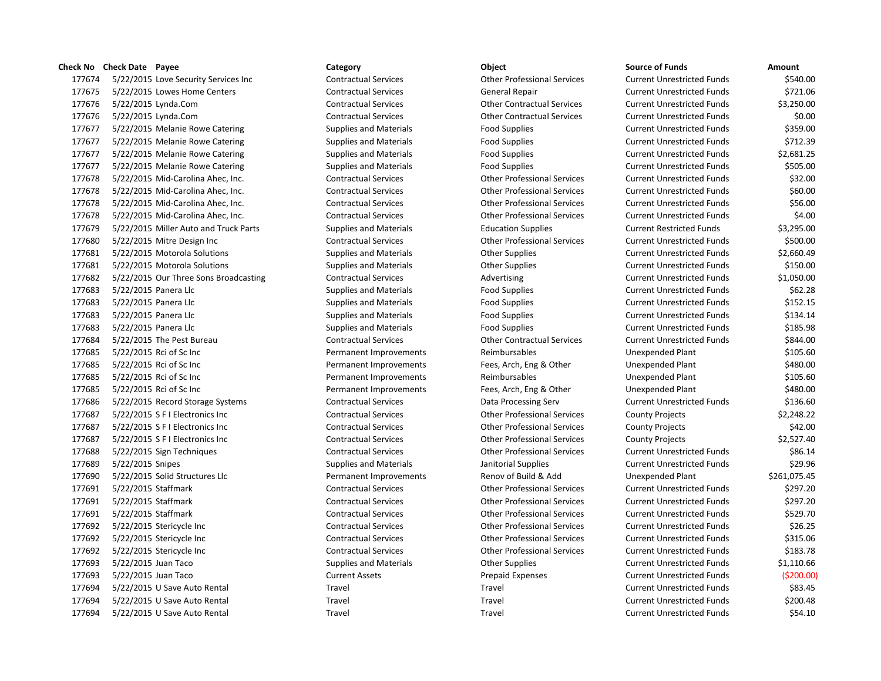| Check No | Check Date | Payee | Category | Object | Source of Funds | Amount |
|---|---|---|---|---|---|---|
| 177674 | 5/22/2015 | Love Security Services Inc | Contractual Services | Other Professional Services | Current Unrestricted Funds | $540.00 |
| 177675 | 5/22/2015 | Lowes Home Centers | Contractual Services | General Repair | Current Unrestricted Funds | $721.06 |
| 177676 | 5/22/2015 | Lynda.Com | Contractual Services | Other Contractual Services | Current Unrestricted Funds | $3,250.00 |
| 177676 | 5/22/2015 | Lynda.Com | Contractual Services | Other Contractual Services | Current Unrestricted Funds | $0.00 |
| 177677 | 5/22/2015 | Melanie Rowe Catering | Supplies and Materials | Food Supplies | Current Unrestricted Funds | $359.00 |
| 177677 | 5/22/2015 | Melanie Rowe Catering | Supplies and Materials | Food Supplies | Current Unrestricted Funds | $712.39 |
| 177677 | 5/22/2015 | Melanie Rowe Catering | Supplies and Materials | Food Supplies | Current Unrestricted Funds | $2,681.25 |
| 177677 | 5/22/2015 | Melanie Rowe Catering | Supplies and Materials | Food Supplies | Current Unrestricted Funds | $505.00 |
| 177678 | 5/22/2015 | Mid-Carolina Ahec, Inc. | Contractual Services | Other Professional Services | Current Unrestricted Funds | $32.00 |
| 177678 | 5/22/2015 | Mid-Carolina Ahec, Inc. | Contractual Services | Other Professional Services | Current Unrestricted Funds | $60.00 |
| 177678 | 5/22/2015 | Mid-Carolina Ahec, Inc. | Contractual Services | Other Professional Services | Current Unrestricted Funds | $56.00 |
| 177678 | 5/22/2015 | Mid-Carolina Ahec, Inc. | Contractual Services | Other Professional Services | Current Unrestricted Funds | $4.00 |
| 177679 | 5/22/2015 | Miller Auto and Truck Parts | Supplies and Materials | Education Supplies | Current Restricted Funds | $3,295.00 |
| 177680 | 5/22/2015 | Mitre Design Inc | Contractual Services | Other Professional Services | Current Unrestricted Funds | $500.00 |
| 177681 | 5/22/2015 | Motorola Solutions | Supplies and Materials | Other Supplies | Current Unrestricted Funds | $2,660.49 |
| 177681 | 5/22/2015 | Motorola Solutions | Supplies and Materials | Other Supplies | Current Unrestricted Funds | $150.00 |
| 177682 | 5/22/2015 | Our Three Sons Broadcasting | Contractual Services | Advertising | Current Unrestricted Funds | $1,050.00 |
| 177683 | 5/22/2015 | Panera Llc | Supplies and Materials | Food Supplies | Current Unrestricted Funds | $62.28 |
| 177683 | 5/22/2015 | Panera Llc | Supplies and Materials | Food Supplies | Current Unrestricted Funds | $152.15 |
| 177683 | 5/22/2015 | Panera Llc | Supplies and Materials | Food Supplies | Current Unrestricted Funds | $134.14 |
| 177683 | 5/22/2015 | Panera Llc | Supplies and Materials | Food Supplies | Current Unrestricted Funds | $185.98 |
| 177684 | 5/22/2015 | The Pest Bureau | Contractual Services | Other Contractual Services | Current Unrestricted Funds | $844.00 |
| 177685 | 5/22/2015 | Rci of Sc Inc | Permanent Improvements | Reimbursables | Unexpended Plant | $105.60 |
| 177685 | 5/22/2015 | Rci of Sc Inc | Permanent Improvements | Fees, Arch, Eng & Other | Unexpended Plant | $480.00 |
| 177685 | 5/22/2015 | Rci of Sc Inc | Permanent Improvements | Reimbursables | Unexpended Plant | $105.60 |
| 177685 | 5/22/2015 | Rci of Sc Inc | Permanent Improvements | Fees, Arch, Eng & Other | Unexpended Plant | $480.00 |
| 177686 | 5/22/2015 | Record Storage Systems | Contractual Services | Data Processing Serv | Current Unrestricted Funds | $136.60 |
| 177687 | 5/22/2015 | S F I Electronics Inc | Contractual Services | Other Professional Services | County Projects | $2,248.22 |
| 177687 | 5/22/2015 | S F I Electronics Inc | Contractual Services | Other Professional Services | County Projects | $42.00 |
| 177687 | 5/22/2015 | S F I Electronics Inc | Contractual Services | Other Professional Services | County Projects | $2,527.40 |
| 177688 | 5/22/2015 | Sign Techniques | Contractual Services | Other Professional Services | Current Unrestricted Funds | $86.14 |
| 177689 | 5/22/2015 | Snipes | Supplies and Materials | Janitorial Supplies | Current Unrestricted Funds | $29.96 |
| 177690 | 5/22/2015 | Solid Structures Llc | Permanent Improvements | Renov of Build & Add | Unexpended Plant | $261,075.45 |
| 177691 | 5/22/2015 | Staffmark | Contractual Services | Other Professional Services | Current Unrestricted Funds | $297.20 |
| 177691 | 5/22/2015 | Staffmark | Contractual Services | Other Professional Services | Current Unrestricted Funds | $297.20 |
| 177691 | 5/22/2015 | Staffmark | Contractual Services | Other Professional Services | Current Unrestricted Funds | $529.70 |
| 177692 | 5/22/2015 | Stericycle Inc | Contractual Services | Other Professional Services | Current Unrestricted Funds | $26.25 |
| 177692 | 5/22/2015 | Stericycle Inc | Contractual Services | Other Professional Services | Current Unrestricted Funds | $315.06 |
| 177692 | 5/22/2015 | Stericycle Inc | Contractual Services | Other Professional Services | Current Unrestricted Funds | $183.78 |
| 177693 | 5/22/2015 | Juan Taco | Supplies and Materials | Other Supplies | Current Unrestricted Funds | $1,110.66 |
| 177693 | 5/22/2015 | Juan Taco | Current Assets | Prepaid Expenses | Current Unrestricted Funds | ($200.00) |
| 177694 | 5/22/2015 | U Save Auto Rental | Travel | Travel | Current Unrestricted Funds | $83.45 |
| 177694 | 5/22/2015 | U Save Auto Rental | Travel | Travel | Current Unrestricted Funds | $200.48 |
| 177694 | 5/22/2015 | U Save Auto Rental | Travel | Travel | Current Unrestricted Funds | $54.10 |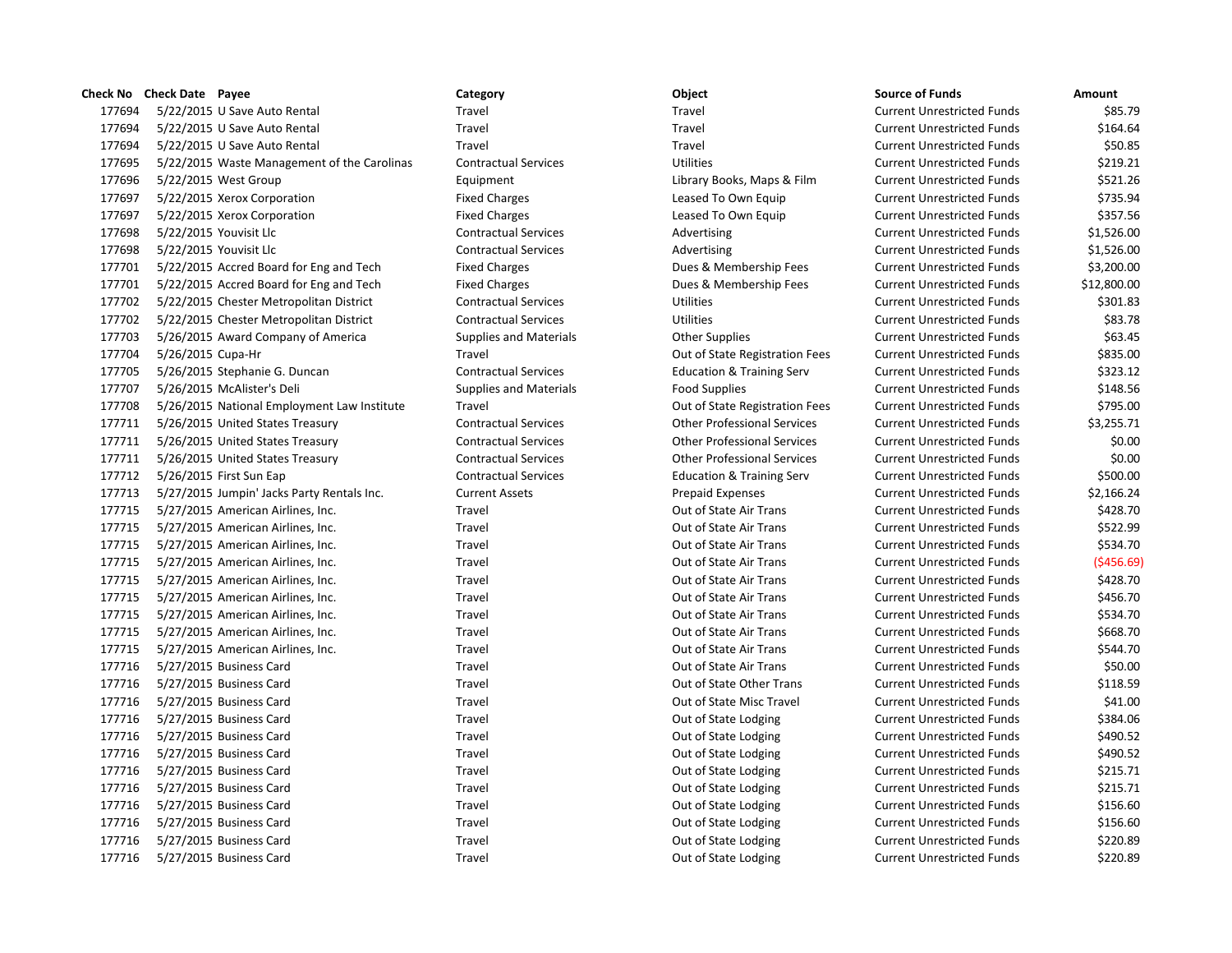| Check No | Check Date | Payee | Category | Object | Source of Funds | Amount |
|---|---|---|---|---|---|---|
| 177694 | 5/22/2015 | U Save Auto Rental | Travel | Travel | Current Unrestricted Funds | $85.79 |
| 177694 | 5/22/2015 | U Save Auto Rental | Travel | Travel | Current Unrestricted Funds | $164.64 |
| 177694 | 5/22/2015 | U Save Auto Rental | Travel | Travel | Current Unrestricted Funds | $50.85 |
| 177695 | 5/22/2015 | Waste Management of the Carolinas | Contractual Services | Utilities | Current Unrestricted Funds | $219.21 |
| 177696 | 5/22/2015 | West Group | Equipment | Library Books, Maps & Film | Current Unrestricted Funds | $521.26 |
| 177697 | 5/22/2015 | Xerox Corporation | Fixed Charges | Leased To Own Equip | Current Unrestricted Funds | $735.94 |
| 177697 | 5/22/2015 | Xerox Corporation | Fixed Charges | Leased To Own Equip | Current Unrestricted Funds | $357.56 |
| 177698 | 5/22/2015 | Youvisit Llc | Contractual Services | Advertising | Current Unrestricted Funds | $1,526.00 |
| 177698 | 5/22/2015 | Youvisit Llc | Contractual Services | Advertising | Current Unrestricted Funds | $1,526.00 |
| 177701 | 5/22/2015 | Accred Board for Eng and Tech | Fixed Charges | Dues & Membership Fees | Current Unrestricted Funds | $3,200.00 |
| 177701 | 5/22/2015 | Accred Board for Eng and Tech | Fixed Charges | Dues & Membership Fees | Current Unrestricted Funds | $12,800.00 |
| 177702 | 5/22/2015 | Chester Metropolitan District | Contractual Services | Utilities | Current Unrestricted Funds | $301.83 |
| 177702 | 5/22/2015 | Chester Metropolitan District | Contractual Services | Utilities | Current Unrestricted Funds | $83.78 |
| 177703 | 5/26/2015 | Award Company of America | Supplies and Materials | Other Supplies | Current Unrestricted Funds | $63.45 |
| 177704 | 5/26/2015 | Cupa-Hr | Travel | Out of State Registration Fees | Current Unrestricted Funds | $835.00 |
| 177705 | 5/26/2015 | Stephanie G. Duncan | Contractual Services | Education & Training Serv | Current Unrestricted Funds | $323.12 |
| 177707 | 5/26/2015 | McAlister's Deli | Supplies and Materials | Food Supplies | Current Unrestricted Funds | $148.56 |
| 177708 | 5/26/2015 | National Employment Law Institute | Travel | Out of State Registration Fees | Current Unrestricted Funds | $795.00 |
| 177711 | 5/26/2015 | United States Treasury | Contractual Services | Other Professional Services | Current Unrestricted Funds | $3,255.71 |
| 177711 | 5/26/2015 | United States Treasury | Contractual Services | Other Professional Services | Current Unrestricted Funds | $0.00 |
| 177711 | 5/26/2015 | United States Treasury | Contractual Services | Other Professional Services | Current Unrestricted Funds | $0.00 |
| 177712 | 5/26/2015 | First Sun Eap | Contractual Services | Education & Training Serv | Current Unrestricted Funds | $500.00 |
| 177713 | 5/27/2015 | Jumpin' Jacks Party Rentals Inc. | Current Assets | Prepaid Expenses | Current Unrestricted Funds | $2,166.24 |
| 177715 | 5/27/2015 | American Airlines, Inc. | Travel | Out of State Air Trans | Current Unrestricted Funds | $428.70 |
| 177715 | 5/27/2015 | American Airlines, Inc. | Travel | Out of State Air Trans | Current Unrestricted Funds | $522.99 |
| 177715 | 5/27/2015 | American Airlines, Inc. | Travel | Out of State Air Trans | Current Unrestricted Funds | $534.70 |
| 177715 | 5/27/2015 | American Airlines, Inc. | Travel | Out of State Air Trans | Current Unrestricted Funds | ($456.69) |
| 177715 | 5/27/2015 | American Airlines, Inc. | Travel | Out of State Air Trans | Current Unrestricted Funds | $428.70 |
| 177715 | 5/27/2015 | American Airlines, Inc. | Travel | Out of State Air Trans | Current Unrestricted Funds | $456.70 |
| 177715 | 5/27/2015 | American Airlines, Inc. | Travel | Out of State Air Trans | Current Unrestricted Funds | $534.70 |
| 177715 | 5/27/2015 | American Airlines, Inc. | Travel | Out of State Air Trans | Current Unrestricted Funds | $668.70 |
| 177715 | 5/27/2015 | American Airlines, Inc. | Travel | Out of State Air Trans | Current Unrestricted Funds | $544.70 |
| 177716 | 5/27/2015 | Business Card | Travel | Out of State Air Trans | Current Unrestricted Funds | $50.00 |
| 177716 | 5/27/2015 | Business Card | Travel | Out of State Other Trans | Current Unrestricted Funds | $118.59 |
| 177716 | 5/27/2015 | Business Card | Travel | Out of State Misc Travel | Current Unrestricted Funds | $41.00 |
| 177716 | 5/27/2015 | Business Card | Travel | Out of State Lodging | Current Unrestricted Funds | $384.06 |
| 177716 | 5/27/2015 | Business Card | Travel | Out of State Lodging | Current Unrestricted Funds | $490.52 |
| 177716 | 5/27/2015 | Business Card | Travel | Out of State Lodging | Current Unrestricted Funds | $490.52 |
| 177716 | 5/27/2015 | Business Card | Travel | Out of State Lodging | Current Unrestricted Funds | $215.71 |
| 177716 | 5/27/2015 | Business Card | Travel | Out of State Lodging | Current Unrestricted Funds | $215.71 |
| 177716 | 5/27/2015 | Business Card | Travel | Out of State Lodging | Current Unrestricted Funds | $156.60 |
| 177716 | 5/27/2015 | Business Card | Travel | Out of State Lodging | Current Unrestricted Funds | $156.60 |
| 177716 | 5/27/2015 | Business Card | Travel | Out of State Lodging | Current Unrestricted Funds | $220.89 |
| 177716 | 5/27/2015 | Business Card | Travel | Out of State Lodging | Current Unrestricted Funds | $220.89 |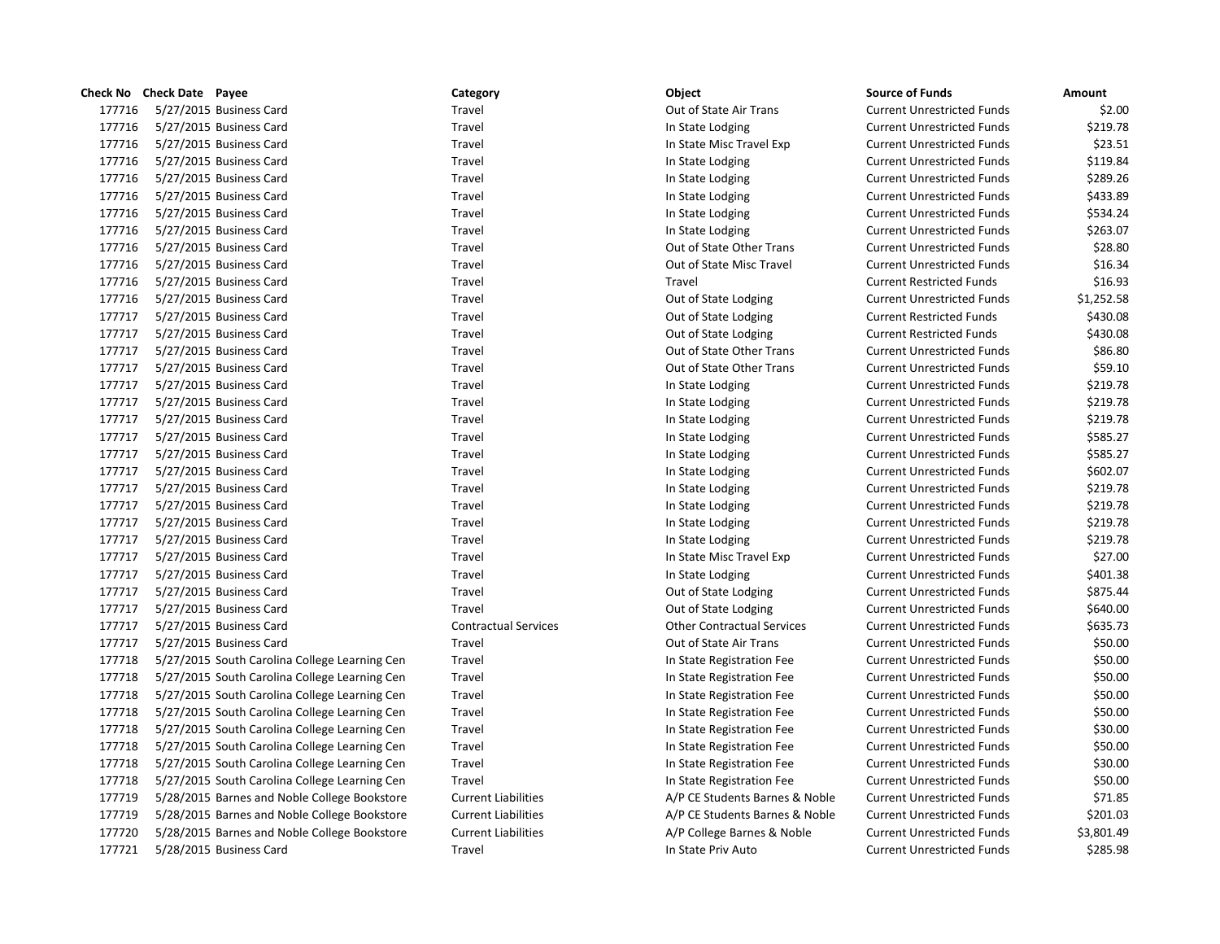| Check No | Check Date | Payee | Category | Object | Source of Funds | Amount |
|---|---|---|---|---|---|---|
| 177716 | 5/27/2015 | Business Card | Travel | Out of State Air Trans | Current Unrestricted Funds | $2.00 |
| 177716 | 5/27/2015 | Business Card | Travel | In State Lodging | Current Unrestricted Funds | $219.78 |
| 177716 | 5/27/2015 | Business Card | Travel | In State Misc Travel Exp | Current Unrestricted Funds | $23.51 |
| 177716 | 5/27/2015 | Business Card | Travel | In State Lodging | Current Unrestricted Funds | $119.84 |
| 177716 | 5/27/2015 | Business Card | Travel | In State Lodging | Current Unrestricted Funds | $289.26 |
| 177716 | 5/27/2015 | Business Card | Travel | In State Lodging | Current Unrestricted Funds | $433.89 |
| 177716 | 5/27/2015 | Business Card | Travel | In State Lodging | Current Unrestricted Funds | $534.24 |
| 177716 | 5/27/2015 | Business Card | Travel | In State Lodging | Current Unrestricted Funds | $263.07 |
| 177716 | 5/27/2015 | Business Card | Travel | Out of State Other Trans | Current Unrestricted Funds | $28.80 |
| 177716 | 5/27/2015 | Business Card | Travel | Out of State Misc Travel | Current Unrestricted Funds | $16.34 |
| 177716 | 5/27/2015 | Business Card | Travel | Travel | Current Restricted Funds | $16.93 |
| 177716 | 5/27/2015 | Business Card | Travel | Out of State Lodging | Current Unrestricted Funds | $1,252.58 |
| 177717 | 5/27/2015 | Business Card | Travel | Out of State Lodging | Current Restricted Funds | $430.08 |
| 177717 | 5/27/2015 | Business Card | Travel | Out of State Lodging | Current Restricted Funds | $430.08 |
| 177717 | 5/27/2015 | Business Card | Travel | Out of State Other Trans | Current Unrestricted Funds | $86.80 |
| 177717 | 5/27/2015 | Business Card | Travel | Out of State Other Trans | Current Unrestricted Funds | $59.10 |
| 177717 | 5/27/2015 | Business Card | Travel | In State Lodging | Current Unrestricted Funds | $219.78 |
| 177717 | 5/27/2015 | Business Card | Travel | In State Lodging | Current Unrestricted Funds | $219.78 |
| 177717 | 5/27/2015 | Business Card | Travel | In State Lodging | Current Unrestricted Funds | $219.78 |
| 177717 | 5/27/2015 | Business Card | Travel | In State Lodging | Current Unrestricted Funds | $585.27 |
| 177717 | 5/27/2015 | Business Card | Travel | In State Lodging | Current Unrestricted Funds | $585.27 |
| 177717 | 5/27/2015 | Business Card | Travel | In State Lodging | Current Unrestricted Funds | $602.07 |
| 177717 | 5/27/2015 | Business Card | Travel | In State Lodging | Current Unrestricted Funds | $219.78 |
| 177717 | 5/27/2015 | Business Card | Travel | In State Lodging | Current Unrestricted Funds | $219.78 |
| 177717 | 5/27/2015 | Business Card | Travel | In State Lodging | Current Unrestricted Funds | $219.78 |
| 177717 | 5/27/2015 | Business Card | Travel | In State Lodging | Current Unrestricted Funds | $219.78 |
| 177717 | 5/27/2015 | Business Card | Travel | In State Misc Travel Exp | Current Unrestricted Funds | $27.00 |
| 177717 | 5/27/2015 | Business Card | Travel | In State Lodging | Current Unrestricted Funds | $401.38 |
| 177717 | 5/27/2015 | Business Card | Travel | Out of State Lodging | Current Unrestricted Funds | $875.44 |
| 177717 | 5/27/2015 | Business Card | Travel | Out of State Lodging | Current Unrestricted Funds | $640.00 |
| 177717 | 5/27/2015 | Business Card | Contractual Services | Other Contractual Services | Current Unrestricted Funds | $635.73 |
| 177717 | 5/27/2015 | Business Card | Travel | Out of State Air Trans | Current Unrestricted Funds | $50.00 |
| 177718 | 5/27/2015 | South Carolina College Learning Cen | Travel | In State Registration Fee | Current Unrestricted Funds | $50.00 |
| 177718 | 5/27/2015 | South Carolina College Learning Cen | Travel | In State Registration Fee | Current Unrestricted Funds | $50.00 |
| 177718 | 5/27/2015 | South Carolina College Learning Cen | Travel | In State Registration Fee | Current Unrestricted Funds | $50.00 |
| 177718 | 5/27/2015 | South Carolina College Learning Cen | Travel | In State Registration Fee | Current Unrestricted Funds | $50.00 |
| 177718 | 5/27/2015 | South Carolina College Learning Cen | Travel | In State Registration Fee | Current Unrestricted Funds | $30.00 |
| 177718 | 5/27/2015 | South Carolina College Learning Cen | Travel | In State Registration Fee | Current Unrestricted Funds | $50.00 |
| 177718 | 5/27/2015 | South Carolina College Learning Cen | Travel | In State Registration Fee | Current Unrestricted Funds | $30.00 |
| 177718 | 5/27/2015 | South Carolina College Learning Cen | Travel | In State Registration Fee | Current Unrestricted Funds | $50.00 |
| 177719 | 5/28/2015 | Barnes and Noble College Bookstore | Current Liabilities | A/P CE Students Barnes & Noble | Current Unrestricted Funds | $71.85 |
| 177719 | 5/28/2015 | Barnes and Noble College Bookstore | Current Liabilities | A/P CE Students Barnes & Noble | Current Unrestricted Funds | $201.03 |
| 177720 | 5/28/2015 | Barnes and Noble College Bookstore | Current Liabilities | A/P College Barnes & Noble | Current Unrestricted Funds | $3,801.49 |
| 177721 | 5/28/2015 | Business Card | Travel | In State Priv Auto | Current Unrestricted Funds | $285.98 |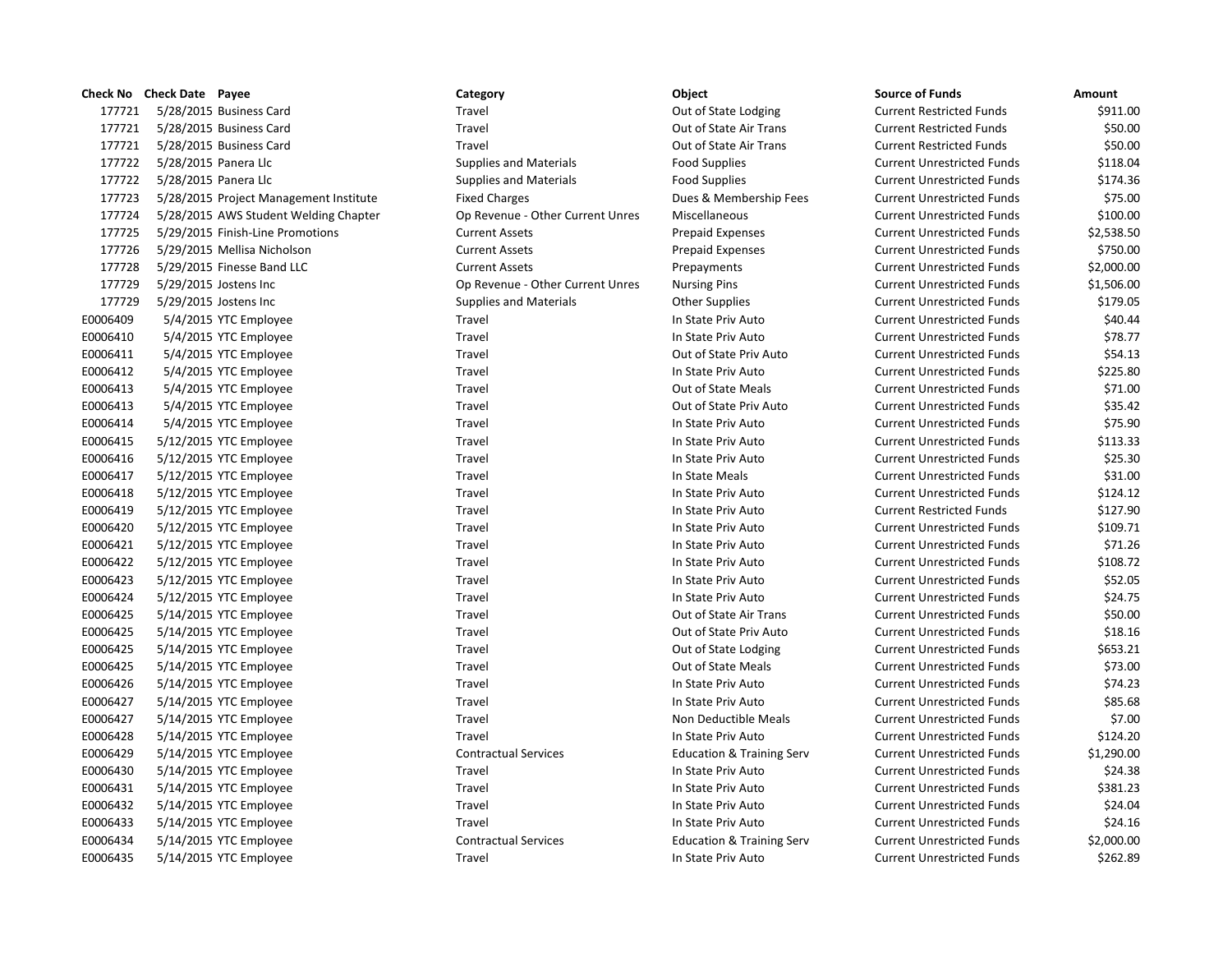| Check No | Check Date | Payee | Category | Object | Source of Funds | Amount |
|---|---|---|---|---|---|---|
| 177721 | 5/28/2015 | Business Card | Travel | Out of State Lodging | Current Restricted Funds | $911.00 |
| 177721 | 5/28/2015 | Business Card | Travel | Out of State Air Trans | Current Restricted Funds | $50.00 |
| 177721 | 5/28/2015 | Business Card | Travel | Out of State Air Trans | Current Restricted Funds | $50.00 |
| 177722 | 5/28/2015 | Panera Llc | Supplies and Materials | Food Supplies | Current Unrestricted Funds | $118.04 |
| 177722 | 5/28/2015 | Panera Llc | Supplies and Materials | Food Supplies | Current Unrestricted Funds | $174.36 |
| 177723 | 5/28/2015 | Project Management Institute | Fixed Charges | Dues & Membership Fees | Current Unrestricted Funds | $75.00 |
| 177724 | 5/28/2015 | AWS Student Welding Chapter | Op Revenue - Other Current Unres | Miscellaneous | Current Unrestricted Funds | $100.00 |
| 177725 | 5/29/2015 | Finish-Line Promotions | Current Assets | Prepaid Expenses | Current Unrestricted Funds | $2,538.50 |
| 177726 | 5/29/2015 | Mellisa Nicholson | Current Assets | Prepaid Expenses | Current Unrestricted Funds | $750.00 |
| 177728 | 5/29/2015 | Finesse Band LLC | Current Assets | Prepayments | Current Unrestricted Funds | $2,000.00 |
| 177729 | 5/29/2015 | Jostens Inc | Op Revenue - Other Current Unres | Nursing Pins | Current Unrestricted Funds | $1,506.00 |
| 177729 | 5/29/2015 | Jostens Inc | Supplies and Materials | Other Supplies | Current Unrestricted Funds | $179.05 |
| E0006409 | 5/4/2015 | YTC Employee | Travel | In State Priv Auto | Current Unrestricted Funds | $40.44 |
| E0006410 | 5/4/2015 | YTC Employee | Travel | In State Priv Auto | Current Unrestricted Funds | $78.77 |
| E0006411 | 5/4/2015 | YTC Employee | Travel | Out of State Priv Auto | Current Unrestricted Funds | $54.13 |
| E0006412 | 5/4/2015 | YTC Employee | Travel | In State Priv Auto | Current Unrestricted Funds | $225.80 |
| E0006413 | 5/4/2015 | YTC Employee | Travel | Out of State Meals | Current Unrestricted Funds | $71.00 |
| E0006413 | 5/4/2015 | YTC Employee | Travel | Out of State Priv Auto | Current Unrestricted Funds | $35.42 |
| E0006414 | 5/4/2015 | YTC Employee | Travel | In State Priv Auto | Current Unrestricted Funds | $75.90 |
| E0006415 | 5/12/2015 | YTC Employee | Travel | In State Priv Auto | Current Unrestricted Funds | $113.33 |
| E0006416 | 5/12/2015 | YTC Employee | Travel | In State Priv Auto | Current Unrestricted Funds | $25.30 |
| E0006417 | 5/12/2015 | YTC Employee | Travel | In State Meals | Current Unrestricted Funds | $31.00 |
| E0006418 | 5/12/2015 | YTC Employee | Travel | In State Priv Auto | Current Unrestricted Funds | $124.12 |
| E0006419 | 5/12/2015 | YTC Employee | Travel | In State Priv Auto | Current Restricted Funds | $127.90 |
| E0006420 | 5/12/2015 | YTC Employee | Travel | In State Priv Auto | Current Unrestricted Funds | $109.71 |
| E0006421 | 5/12/2015 | YTC Employee | Travel | In State Priv Auto | Current Unrestricted Funds | $71.26 |
| E0006422 | 5/12/2015 | YTC Employee | Travel | In State Priv Auto | Current Unrestricted Funds | $108.72 |
| E0006423 | 5/12/2015 | YTC Employee | Travel | In State Priv Auto | Current Unrestricted Funds | $52.05 |
| E0006424 | 5/12/2015 | YTC Employee | Travel | In State Priv Auto | Current Unrestricted Funds | $24.75 |
| E0006425 | 5/14/2015 | YTC Employee | Travel | Out of State Air Trans | Current Unrestricted Funds | $50.00 |
| E0006425 | 5/14/2015 | YTC Employee | Travel | Out of State Priv Auto | Current Unrestricted Funds | $18.16 |
| E0006425 | 5/14/2015 | YTC Employee | Travel | Out of State Lodging | Current Unrestricted Funds | $653.21 |
| E0006425 | 5/14/2015 | YTC Employee | Travel | Out of State Meals | Current Unrestricted Funds | $73.00 |
| E0006426 | 5/14/2015 | YTC Employee | Travel | In State Priv Auto | Current Unrestricted Funds | $74.23 |
| E0006427 | 5/14/2015 | YTC Employee | Travel | In State Priv Auto | Current Unrestricted Funds | $85.68 |
| E0006427 | 5/14/2015 | YTC Employee | Travel | Non Deductible Meals | Current Unrestricted Funds | $7.00 |
| E0006428 | 5/14/2015 | YTC Employee | Travel | In State Priv Auto | Current Unrestricted Funds | $124.20 |
| E0006429 | 5/14/2015 | YTC Employee | Contractual Services | Education & Training Serv | Current Unrestricted Funds | $1,290.00 |
| E0006430 | 5/14/2015 | YTC Employee | Travel | In State Priv Auto | Current Unrestricted Funds | $24.38 |
| E0006431 | 5/14/2015 | YTC Employee | Travel | In State Priv Auto | Current Unrestricted Funds | $381.23 |
| E0006432 | 5/14/2015 | YTC Employee | Travel | In State Priv Auto | Current Unrestricted Funds | $24.04 |
| E0006433 | 5/14/2015 | YTC Employee | Travel | In State Priv Auto | Current Unrestricted Funds | $24.16 |
| E0006434 | 5/14/2015 | YTC Employee | Contractual Services | Education & Training Serv | Current Unrestricted Funds | $2,000.00 |
| E0006435 | 5/14/2015 | YTC Employee | Travel | In State Priv Auto | Current Unrestricted Funds | $262.89 |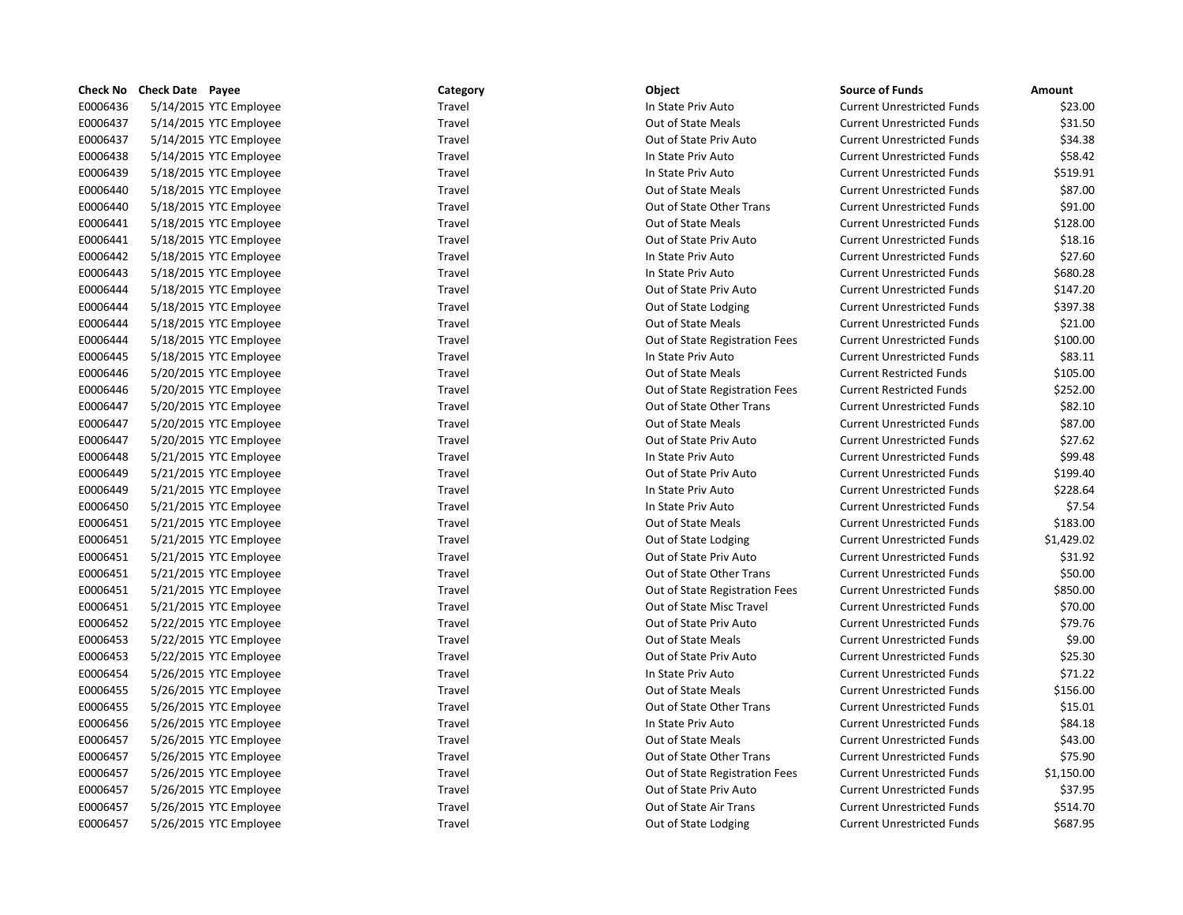| Check No | Check Date | Payee | Category | Object | Source of Funds | Amount |
|---|---|---|---|---|---|---|
| E0006436 | 5/14/2015 | YTC Employee | Travel | In State Priv Auto | Current Unrestricted Funds | $23.00 |
| E0006437 | 5/14/2015 | YTC Employee | Travel | Out of State Meals | Current Unrestricted Funds | $31.50 |
| E0006437 | 5/14/2015 | YTC Employee | Travel | Out of State Priv Auto | Current Unrestricted Funds | $34.38 |
| E0006438 | 5/14/2015 | YTC Employee | Travel | In State Priv Auto | Current Unrestricted Funds | $58.42 |
| E0006439 | 5/18/2015 | YTC Employee | Travel | In State Priv Auto | Current Unrestricted Funds | $519.91 |
| E0006440 | 5/18/2015 | YTC Employee | Travel | Out of State Meals | Current Unrestricted Funds | $87.00 |
| E0006440 | 5/18/2015 | YTC Employee | Travel | Out of State Other Trans | Current Unrestricted Funds | $91.00 |
| E0006441 | 5/18/2015 | YTC Employee | Travel | Out of State Meals | Current Unrestricted Funds | $128.00 |
| E0006441 | 5/18/2015 | YTC Employee | Travel | Out of State Priv Auto | Current Unrestricted Funds | $18.16 |
| E0006442 | 5/18/2015 | YTC Employee | Travel | In State Priv Auto | Current Unrestricted Funds | $27.60 |
| E0006443 | 5/18/2015 | YTC Employee | Travel | In State Priv Auto | Current Unrestricted Funds | $680.28 |
| E0006444 | 5/18/2015 | YTC Employee | Travel | Out of State Priv Auto | Current Unrestricted Funds | $147.20 |
| E0006444 | 5/18/2015 | YTC Employee | Travel | Out of State Lodging | Current Unrestricted Funds | $397.38 |
| E0006444 | 5/18/2015 | YTC Employee | Travel | Out of State Meals | Current Unrestricted Funds | $21.00 |
| E0006444 | 5/18/2015 | YTC Employee | Travel | Out of State Registration Fees | Current Unrestricted Funds | $100.00 |
| E0006445 | 5/18/2015 | YTC Employee | Travel | In State Priv Auto | Current Unrestricted Funds | $83.11 |
| E0006446 | 5/20/2015 | YTC Employee | Travel | Out of State Meals | Current Restricted Funds | $105.00 |
| E0006446 | 5/20/2015 | YTC Employee | Travel | Out of State Registration Fees | Current Restricted Funds | $252.00 |
| E0006447 | 5/20/2015 | YTC Employee | Travel | Out of State Other Trans | Current Unrestricted Funds | $82.10 |
| E0006447 | 5/20/2015 | YTC Employee | Travel | Out of State Meals | Current Unrestricted Funds | $87.00 |
| E0006447 | 5/20/2015 | YTC Employee | Travel | Out of State Priv Auto | Current Unrestricted Funds | $27.62 |
| E0006448 | 5/21/2015 | YTC Employee | Travel | In State Priv Auto | Current Unrestricted Funds | $99.48 |
| E0006449 | 5/21/2015 | YTC Employee | Travel | Out of State Priv Auto | Current Unrestricted Funds | $199.40 |
| E0006449 | 5/21/2015 | YTC Employee | Travel | In State Priv Auto | Current Unrestricted Funds | $228.64 |
| E0006450 | 5/21/2015 | YTC Employee | Travel | In State Priv Auto | Current Unrestricted Funds | $7.54 |
| E0006451 | 5/21/2015 | YTC Employee | Travel | Out of State Meals | Current Unrestricted Funds | $183.00 |
| E0006451 | 5/21/2015 | YTC Employee | Travel | Out of State Lodging | Current Unrestricted Funds | $1,429.02 |
| E0006451 | 5/21/2015 | YTC Employee | Travel | Out of State Priv Auto | Current Unrestricted Funds | $31.92 |
| E0006451 | 5/21/2015 | YTC Employee | Travel | Out of State Other Trans | Current Unrestricted Funds | $50.00 |
| E0006451 | 5/21/2015 | YTC Employee | Travel | Out of State Registration Fees | Current Unrestricted Funds | $850.00 |
| E0006451 | 5/21/2015 | YTC Employee | Travel | Out of State Misc Travel | Current Unrestricted Funds | $70.00 |
| E0006452 | 5/22/2015 | YTC Employee | Travel | Out of State Priv Auto | Current Unrestricted Funds | $79.76 |
| E0006453 | 5/22/2015 | YTC Employee | Travel | Out of State Meals | Current Unrestricted Funds | $9.00 |
| E0006453 | 5/22/2015 | YTC Employee | Travel | Out of State Priv Auto | Current Unrestricted Funds | $25.30 |
| E0006454 | 5/26/2015 | YTC Employee | Travel | In State Priv Auto | Current Unrestricted Funds | $71.22 |
| E0006455 | 5/26/2015 | YTC Employee | Travel | Out of State Meals | Current Unrestricted Funds | $156.00 |
| E0006455 | 5/26/2015 | YTC Employee | Travel | Out of State Other Trans | Current Unrestricted Funds | $15.01 |
| E0006456 | 5/26/2015 | YTC Employee | Travel | In State Priv Auto | Current Unrestricted Funds | $84.18 |
| E0006457 | 5/26/2015 | YTC Employee | Travel | Out of State Meals | Current Unrestricted Funds | $43.00 |
| E0006457 | 5/26/2015 | YTC Employee | Travel | Out of State Other Trans | Current Unrestricted Funds | $75.90 |
| E0006457 | 5/26/2015 | YTC Employee | Travel | Out of State Registration Fees | Current Unrestricted Funds | $1,150.00 |
| E0006457 | 5/26/2015 | YTC Employee | Travel | Out of State Priv Auto | Current Unrestricted Funds | $37.95 |
| E0006457 | 5/26/2015 | YTC Employee | Travel | Out of State Air Trans | Current Unrestricted Funds | $514.70 |
| E0006457 | 5/26/2015 | YTC Employee | Travel | Out of State Lodging | Current Unrestricted Funds | $687.95 |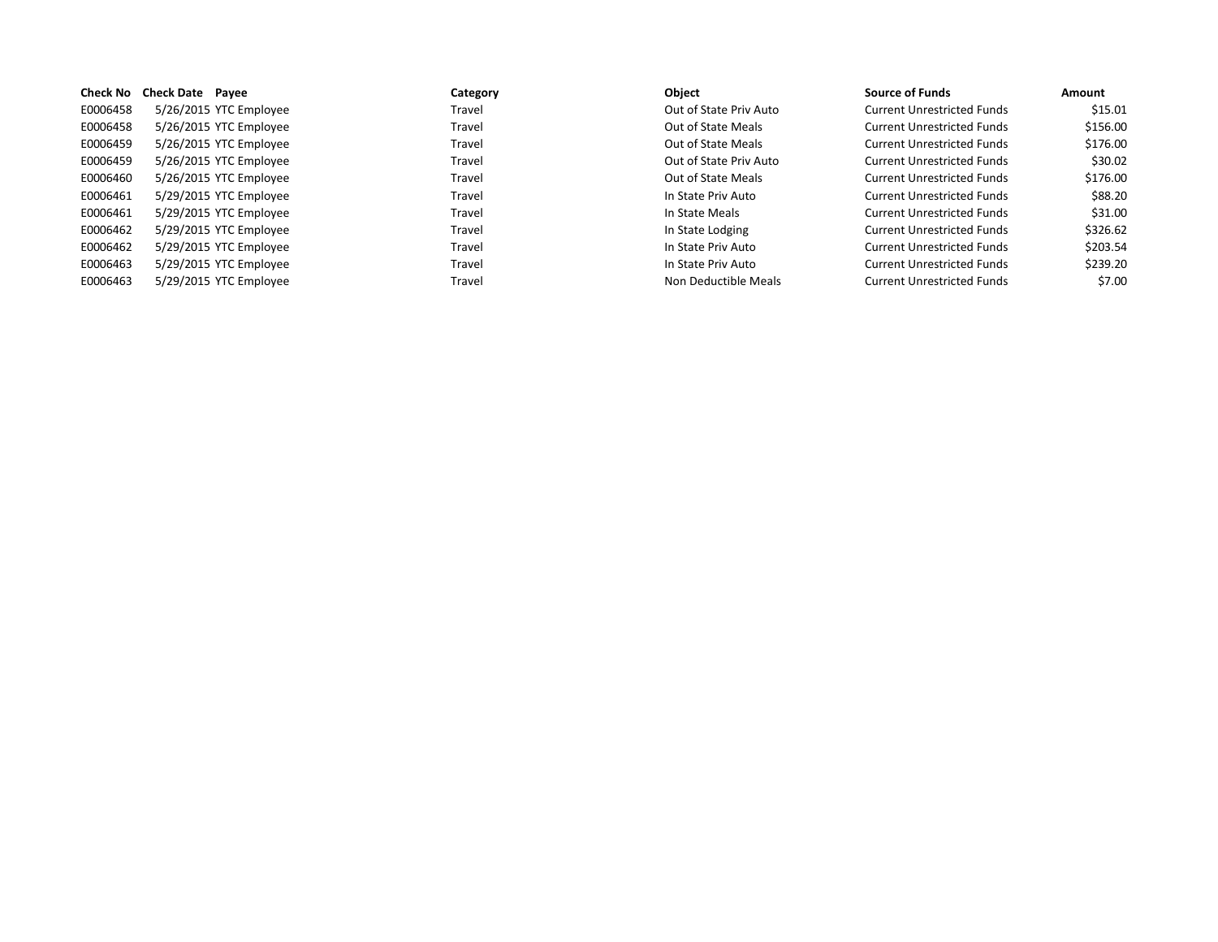| Check No | Check Date | Payee | Category | Object | Source of Funds | Amount |
|---|---|---|---|---|---|---|
| E0006458 | 5/26/2015 | YTC Employee | Travel | Out of State Priv Auto | Current Unrestricted Funds | $15.01 |
| E0006458 | 5/26/2015 | YTC Employee | Travel | Out of State Meals | Current Unrestricted Funds | $156.00 |
| E0006459 | 5/26/2015 | YTC Employee | Travel | Out of State Meals | Current Unrestricted Funds | $176.00 |
| E0006459 | 5/26/2015 | YTC Employee | Travel | Out of State Priv Auto | Current Unrestricted Funds | $30.02 |
| E0006460 | 5/26/2015 | YTC Employee | Travel | Out of State Meals | Current Unrestricted Funds | $176.00 |
| E0006461 | 5/29/2015 | YTC Employee | Travel | In State Priv Auto | Current Unrestricted Funds | $88.20 |
| E0006461 | 5/29/2015 | YTC Employee | Travel | In State Meals | Current Unrestricted Funds | $31.00 |
| E0006462 | 5/29/2015 | YTC Employee | Travel | In State Lodging | Current Unrestricted Funds | $326.62 |
| E0006462 | 5/29/2015 | YTC Employee | Travel | In State Priv Auto | Current Unrestricted Funds | $203.54 |
| E0006463 | 5/29/2015 | YTC Employee | Travel | In State Priv Auto | Current Unrestricted Funds | $239.20 |
| E0006463 | 5/29/2015 | YTC Employee | Travel | Non Deductible Meals | Current Unrestricted Funds | $7.00 |